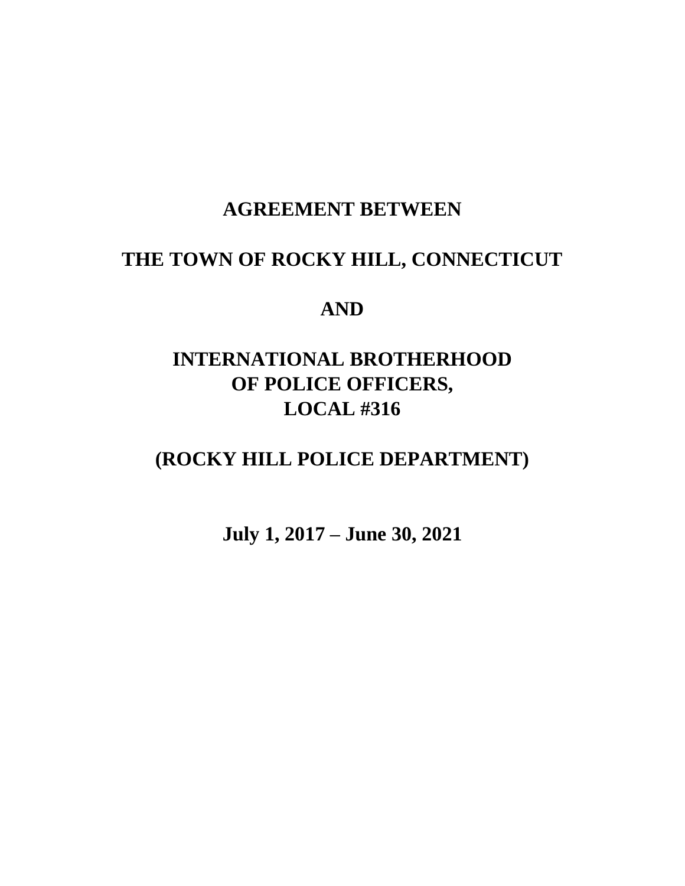# AGREEMENT BETWEEN

# THE TOWN OF ROCKY HILL, CONNECTICUT

# AND

# INTERNATIONAL BROTHERHOOD OF POLICE OFFICERS, LOCAL #316

# (ROCKY HILL POLICE DEPARTMENT)

**July 1, 2017 – June 30, 2021**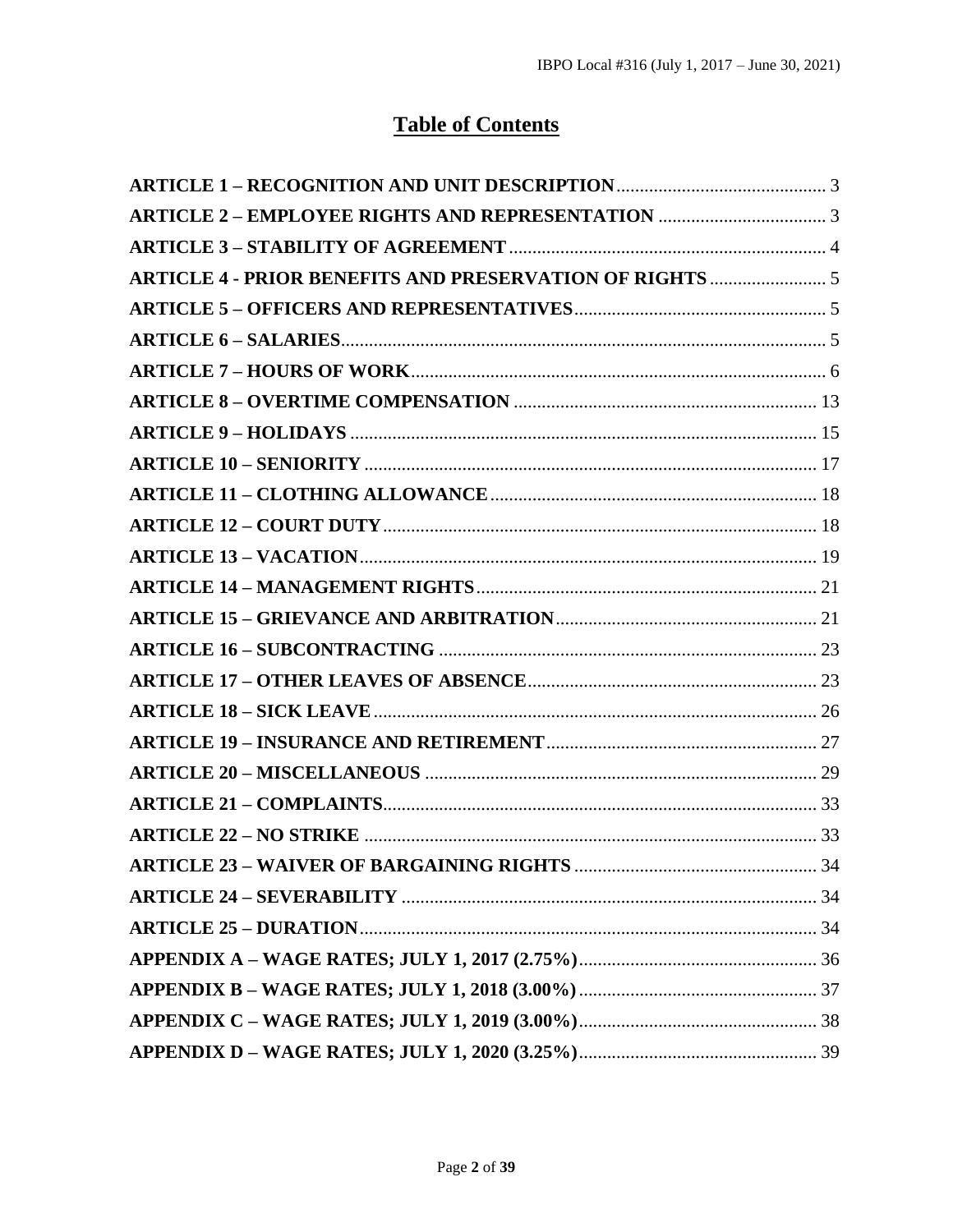# Table of Contents

**ARTICLE 1 – RECOGNITION AND UNIT DESCRIPTION** ............ 3
**ARTICLE 2 – EMPLOYEE RIGHTS AND REPRESENTATION** ............ 3
**ARTICLE 3 – STABILITY OF AGREEMENT** ............ 4
**ARTICLE 4 - PRIOR BENEFITS AND PRESERVATION OF RIGHTS** ............ 5
**ARTICLE 5 – OFFICERS AND REPRESENTATIVES** ............ 5
**ARTICLE 6 – SALARIES** ............ 5
**ARTICLE 7 – HOURS OF WORK** ............ 6
**ARTICLE 8 – OVERTIME COMPENSATION** ............ 13
**ARTICLE 9 – HOLIDAYS** ............ 15
**ARTICLE 10 – SENIORITY** ............ 17
**ARTICLE 11 – CLOTHING ALLOWANCE** ............ 18
**ARTICLE 12 – COURT DUTY** ............ 18
**ARTICLE 13 – VACATION** ............ 19
**ARTICLE 14 – MANAGEMENT RIGHTS** ............ 21
**ARTICLE 15 – GRIEVANCE AND ARBITRATION** ............ 21
**ARTICLE 16 – SUBCONTRACTING** ............ 23
**ARTICLE 17 – OTHER LEAVES OF ABSENCE** ............ 23
**ARTICLE 18 – SICK LEAVE** ............ 26
**ARTICLE 19 – INSURANCE AND RETIREMENT** ............ 27
**ARTICLE 20 – MISCELLANEOUS** ............ 29
**ARTICLE 21 – COMPLAINTS** ............ 33
**ARTICLE 22 – NO STRIKE** ............ 33
**ARTICLE 23 – WAIVER OF BARGAINING RIGHTS** ............ 34
**ARTICLE 24 – SEVERABILITY** ............ 34
**ARTICLE 25 – DURATION** ............ 34
**APPENDIX A – WAGE RATES; JULY 1, 2017 (2.75%)** ............ 36
**APPENDIX B – WAGE RATES; JULY 1, 2018 (3.00%)** ............ 37
**APPENDIX C – WAGE RATES; JULY 1, 2019 (3.00%)** ............ 38
**APPENDIX D – WAGE RATES; JULY 1, 2020 (3.25%)** ............ 39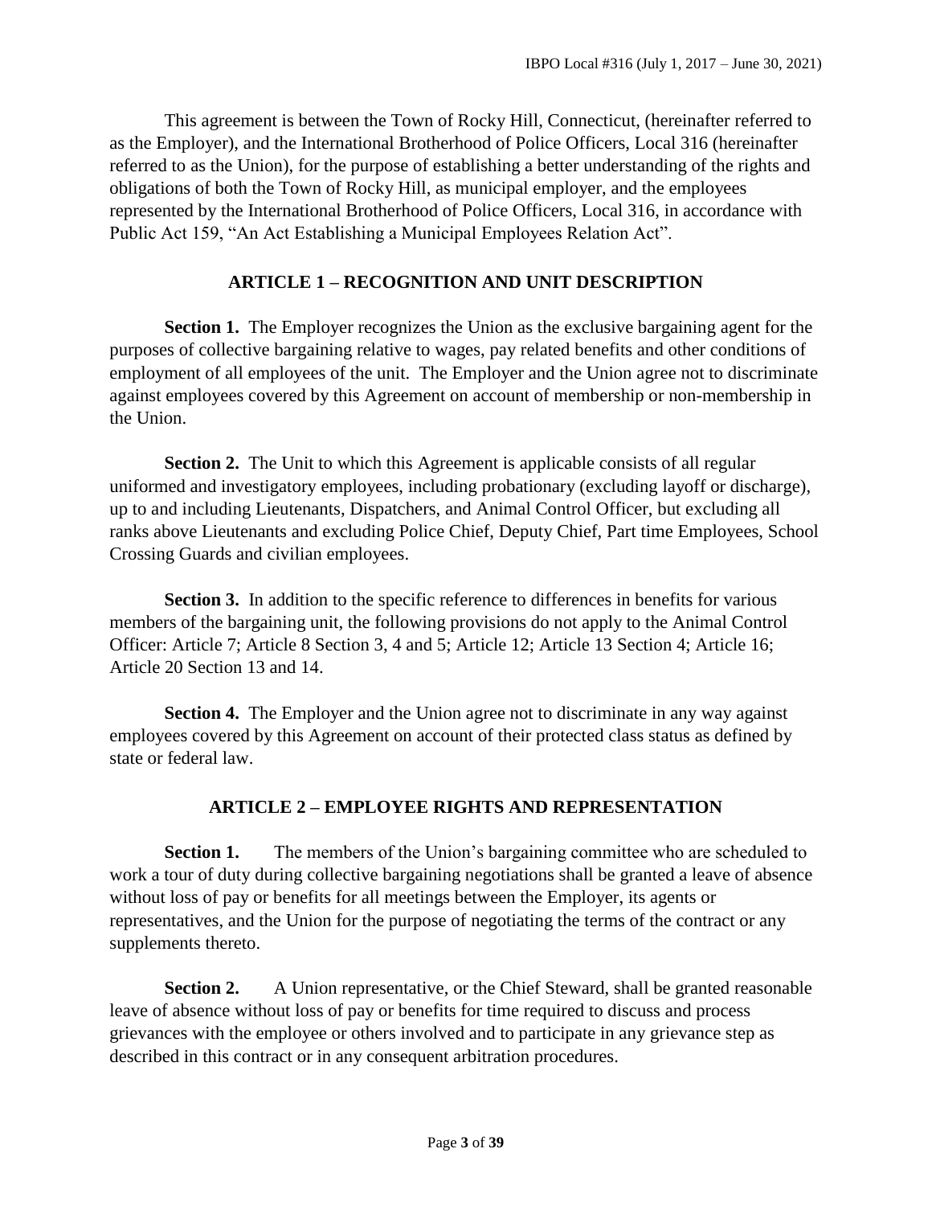This agreement is between the Town of Rocky Hill, Connecticut, (hereinafter referred to as the Employer), and the International Brotherhood of Police Officers, Local 316 (hereinafter referred to as the Union), for the purpose of establishing a better understanding of the rights and obligations of both the Town of Rocky Hill, as municipal employer, and the employees represented by the International Brotherhood of Police Officers, Local 316, in accordance with Public Act 159, "An Act Establishing a Municipal Employees Relation Act".

## ARTICLE 1 – RECOGNITION AND UNIT DESCRIPTION

**Section 1.** The Employer recognizes the Union as the exclusive bargaining agent for the purposes of collective bargaining relative to wages, pay related benefits and other conditions of employment of all employees of the unit. The Employer and the Union agree not to discriminate against employees covered by this Agreement on account of membership or non-membership in the Union.

**Section 2.** The Unit to which this Agreement is applicable consists of all regular uniformed and investigatory employees, including probationary (excluding layoff or discharge), up to and including Lieutenants, Dispatchers, and Animal Control Officer, but excluding all ranks above Lieutenants and excluding Police Chief, Deputy Chief, Part time Employees, School Crossing Guards and civilian employees.

**Section 3.** In addition to the specific reference to differences in benefits for various members of the bargaining unit, the following provisions do not apply to the Animal Control Officer: Article 7; Article 8 Section 3, 4 and 5; Article 12; Article 13 Section 4; Article 16; Article 20 Section 13 and 14.

**Section 4.** The Employer and the Union agree not to discriminate in any way against employees covered by this Agreement on account of their protected class status as defined by state or federal law.

## ARTICLE 2 – EMPLOYEE RIGHTS AND REPRESENTATION

**Section 1.** The members of the Union's bargaining committee who are scheduled to work a tour of duty during collective bargaining negotiations shall be granted a leave of absence without loss of pay or benefits for all meetings between the Employer, its agents or representatives, and the Union for the purpose of negotiating the terms of the contract or any supplements thereto.

**Section 2.** A Union representative, or the Chief Steward, shall be granted reasonable leave of absence without loss of pay or benefits for time required to discuss and process grievances with the employee or others involved and to participate in any grievance step as described in this contract or in any consequent arbitration procedures.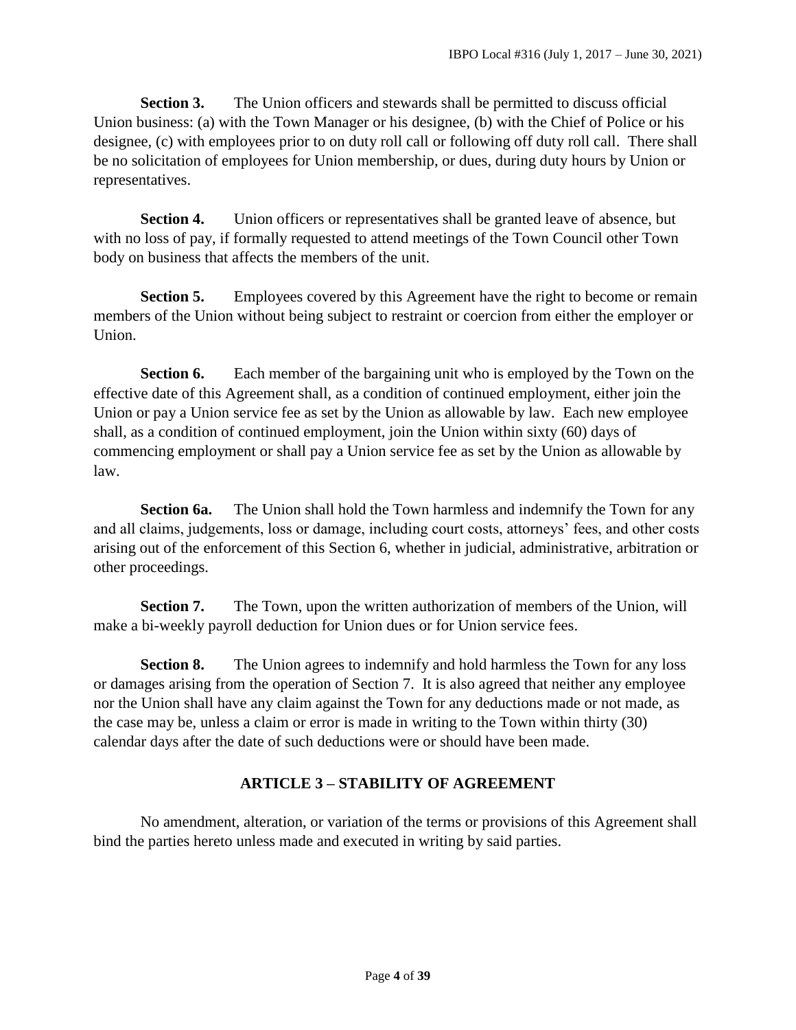**Section 3.** The Union officers and stewards shall be permitted to discuss official Union business: (a) with the Town Manager or his designee, (b) with the Chief of Police or his designee, (c) with employees prior to on duty roll call or following off duty roll call. There shall be no solicitation of employees for Union membership, or dues, during duty hours by Union or representatives.

**Section 4.** Union officers or representatives shall be granted leave of absence, but with no loss of pay, if formally requested to attend meetings of the Town Council other Town body on business that affects the members of the unit.

**Section 5.** Employees covered by this Agreement have the right to become or remain members of the Union without being subject to restraint or coercion from either the employer or Union.

**Section 6.** Each member of the bargaining unit who is employed by the Town on the effective date of this Agreement shall, as a condition of continued employment, either join the Union or pay a Union service fee as set by the Union as allowable by law. Each new employee shall, as a condition of continued employment, join the Union within sixty (60) days of commencing employment or shall pay a Union service fee as set by the Union as allowable by law.

**Section 6a.** The Union shall hold the Town harmless and indemnify the Town for any and all claims, judgements, loss or damage, including court costs, attorneys' fees, and other costs arising out of the enforcement of this Section 6, whether in judicial, administrative, arbitration or other proceedings.

**Section 7.** The Town, upon the written authorization of members of the Union, will make a bi-weekly payroll deduction for Union dues or for Union service fees.

**Section 8.** The Union agrees to indemnify and hold harmless the Town for any loss or damages arising from the operation of Section 7. It is also agreed that neither any employee nor the Union shall have any claim against the Town for any deductions made or not made, as the case may be, unless a claim or error is made in writing to the Town within thirty (30) calendar days after the date of such deductions were or should have been made.

## ARTICLE 3 – STABILITY OF AGREEMENT

No amendment, alteration, or variation of the terms or provisions of this Agreement shall bind the parties hereto unless made and executed in writing by said parties.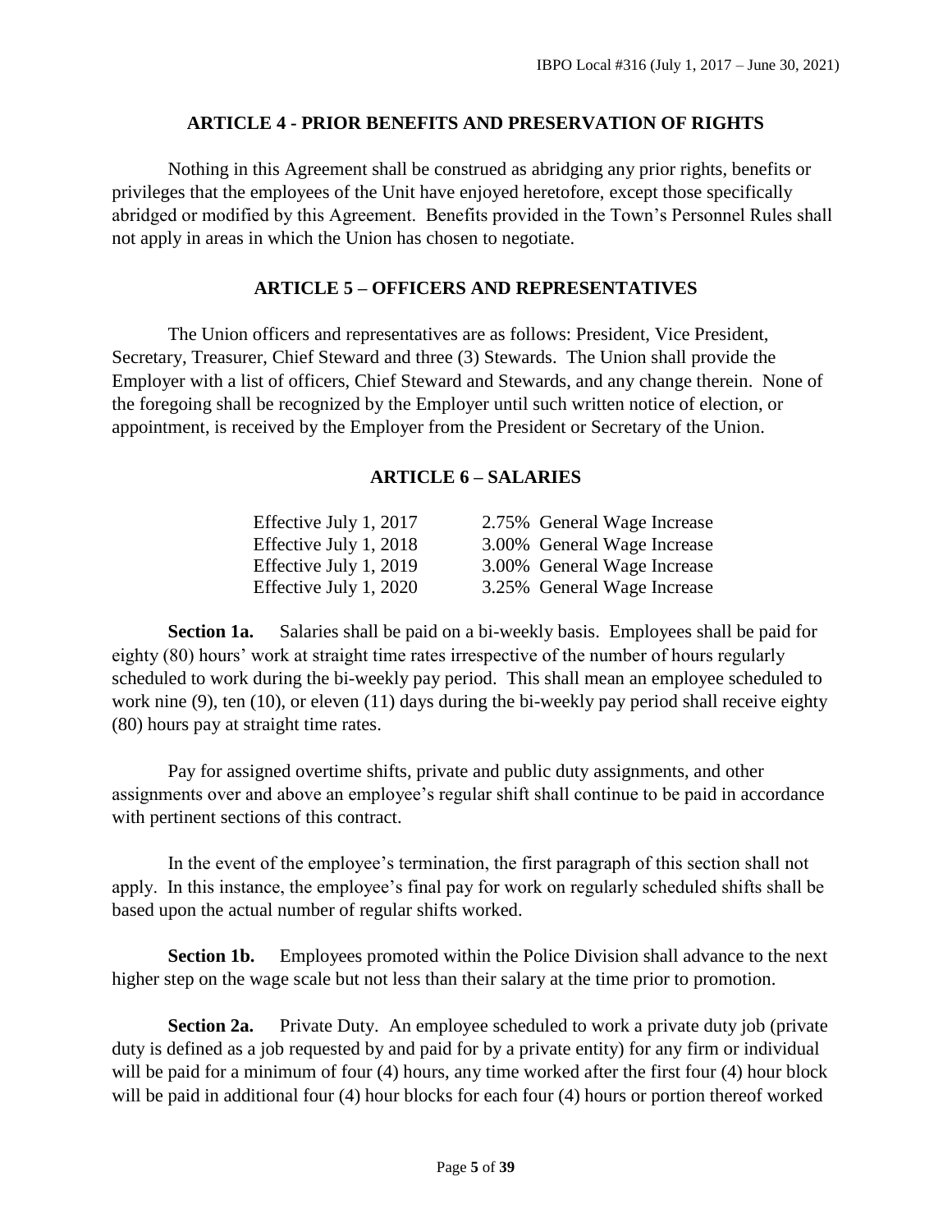## ARTICLE 4 - PRIOR BENEFITS AND PRESERVATION OF RIGHTS

Nothing in this Agreement shall be construed as abridging any prior rights, benefits or privileges that the employees of the Unit have enjoyed heretofore, except those specifically abridged or modified by this Agreement. Benefits provided in the Town's Personnel Rules shall not apply in areas in which the Union has chosen to negotiate.

## ARTICLE 5 – OFFICERS AND REPRESENTATIVES

The Union officers and representatives are as follows: President, Vice President, Secretary, Treasurer, Chief Steward and three (3) Stewards. The Union shall provide the Employer with a list of officers, Chief Steward and Stewards, and any change therein. None of the foregoing shall be recognized by the Employer until such written notice of election, or appointment, is received by the Employer from the President or Secretary of the Union.

## ARTICLE 6 – SALARIES

| | |
|---|---|
| Effective July 1, 2017 | 2.75% General Wage Increase |
| Effective July 1, 2018 | 3.00% General Wage Increase |
| Effective July 1, 2019 | 3.00% General Wage Increase |
| Effective July 1, 2020 | 3.25% General Wage Increase |

**Section 1a.** Salaries shall be paid on a bi-weekly basis. Employees shall be paid for eighty (80) hours' work at straight time rates irrespective of the number of hours regularly scheduled to work during the bi-weekly pay period. This shall mean an employee scheduled to work nine (9), ten (10), or eleven (11) days during the bi-weekly pay period shall receive eighty (80) hours pay at straight time rates.

Pay for assigned overtime shifts, private and public duty assignments, and other assignments over and above an employee's regular shift shall continue to be paid in accordance with pertinent sections of this contract.

In the event of the employee's termination, the first paragraph of this section shall not apply. In this instance, the employee's final pay for work on regularly scheduled shifts shall be based upon the actual number of regular shifts worked.

**Section 1b.** Employees promoted within the Police Division shall advance to the next higher step on the wage scale but not less than their salary at the time prior to promotion.

**Section 2a.** Private Duty. An employee scheduled to work a private duty job (private duty is defined as a job requested by and paid for by a private entity) for any firm or individual will be paid for a minimum of four (4) hours, any time worked after the first four (4) hour block will be paid in additional four (4) hour blocks for each four (4) hours or portion thereof worked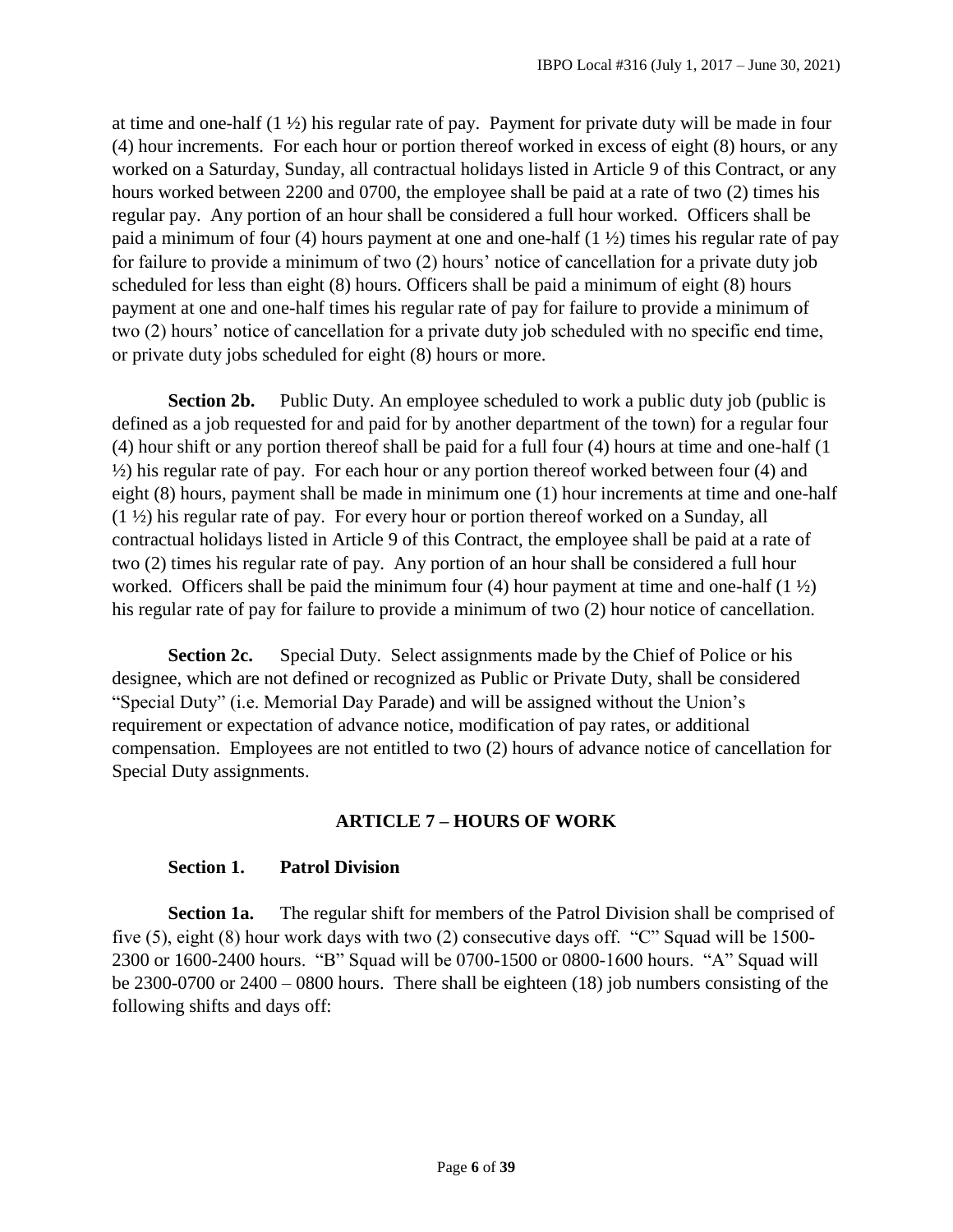at time and one-half (1 ½) his regular rate of pay. Payment for private duty will be made in four (4) hour increments. For each hour or portion thereof worked in excess of eight (8) hours, or any worked on a Saturday, Sunday, all contractual holidays listed in Article 9 of this Contract, or any hours worked between 2200 and 0700, the employee shall be paid at a rate of two (2) times his regular pay. Any portion of an hour shall be considered a full hour worked. Officers shall be paid a minimum of four (4) hours payment at one and one-half (1 ½) times his regular rate of pay for failure to provide a minimum of two (2) hours' notice of cancellation for a private duty job scheduled for less than eight (8) hours. Officers shall be paid a minimum of eight (8) hours payment at one and one-half times his regular rate of pay for failure to provide a minimum of two (2) hours' notice of cancellation for a private duty job scheduled with no specific end time, or private duty jobs scheduled for eight (8) hours or more.

**Section 2b.** Public Duty. An employee scheduled to work a public duty job (public is defined as a job requested for and paid for by another department of the town) for a regular four (4) hour shift or any portion thereof shall be paid for a full four (4) hours at time and one-half (1 ½) his regular rate of pay. For each hour or any portion thereof worked between four (4) and eight (8) hours, payment shall be made in minimum one (1) hour increments at time and one-half (1 ½) his regular rate of pay. For every hour or portion thereof worked on a Sunday, all contractual holidays listed in Article 9 of this Contract, the employee shall be paid at a rate of two (2) times his regular rate of pay. Any portion of an hour shall be considered a full hour worked. Officers shall be paid the minimum four (4) hour payment at time and one-half (1 ½) his regular rate of pay for failure to provide a minimum of two (2) hour notice of cancellation.

**Section 2c.** Special Duty. Select assignments made by the Chief of Police or his designee, which are not defined or recognized as Public or Private Duty, shall be considered "Special Duty" (i.e. Memorial Day Parade) and will be assigned without the Union's requirement or expectation of advance notice, modification of pay rates, or additional compensation. Employees are not entitled to two (2) hours of advance notice of cancellation for Special Duty assignments.

## ARTICLE 7 – HOURS OF WORK

### Section 1. Patrol Division

**Section 1a.** The regular shift for members of the Patrol Division shall be comprised of five (5), eight (8) hour work days with two (2) consecutive days off. "C" Squad will be 1500-2300 or 1600-2400 hours. "B" Squad will be 0700-1500 or 0800-1600 hours. "A" Squad will be 2300-0700 or 2400 – 0800 hours. There shall be eighteen (18) job numbers consisting of the following shifts and days off: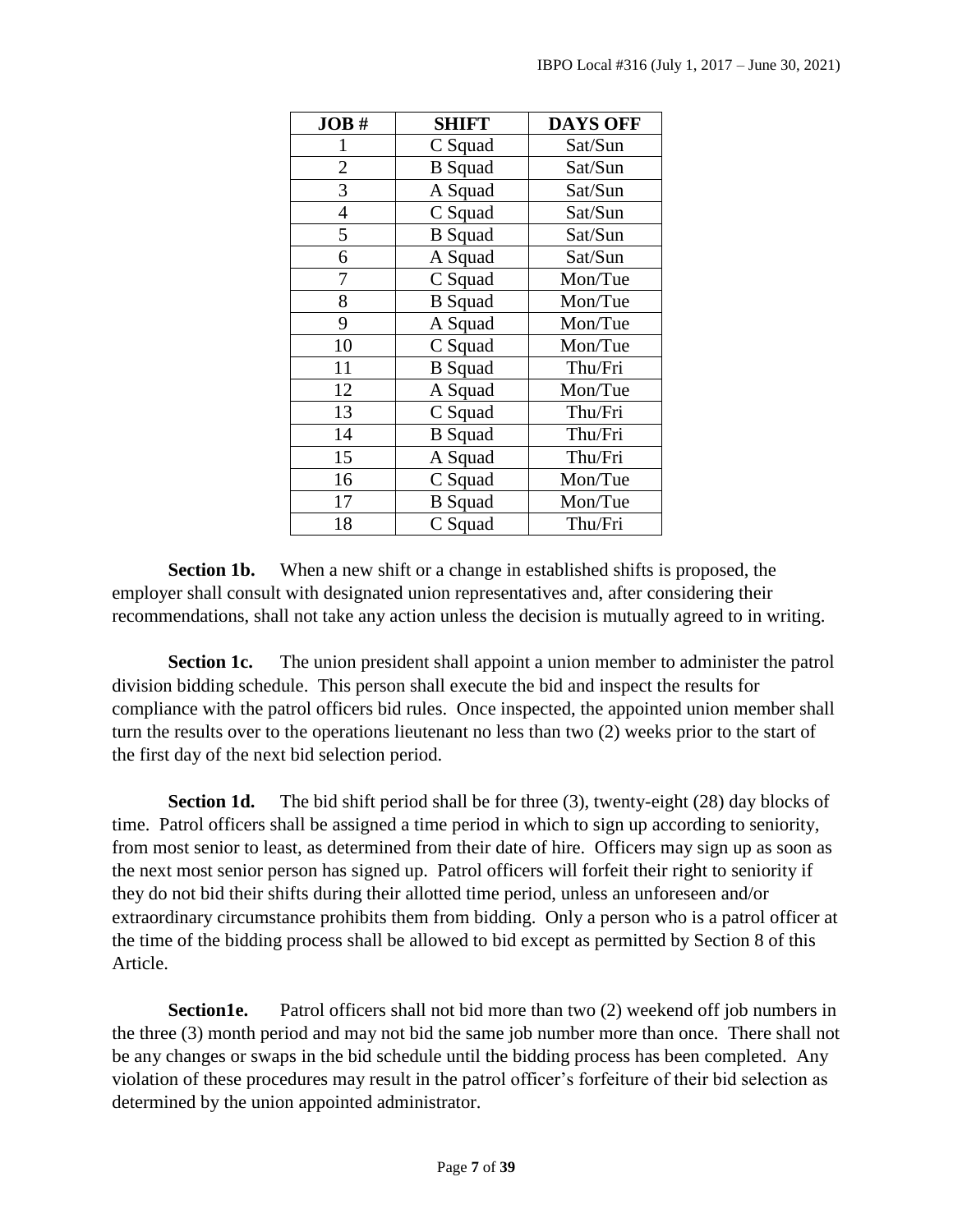| JOB # | SHIFT | DAYS OFF |
|---|---|---|
| 1 | C Squad | Sat/Sun |
| 2 | B Squad | Sat/Sun |
| 3 | A Squad | Sat/Sun |
| 4 | C Squad | Sat/Sun |
| 5 | B Squad | Sat/Sun |
| 6 | A Squad | Sat/Sun |
| 7 | C Squad | Mon/Tue |
| 8 | B Squad | Mon/Tue |
| 9 | A Squad | Mon/Tue |
| 10 | C Squad | Mon/Tue |
| 11 | B Squad | Thu/Fri |
| 12 | A Squad | Mon/Tue |
| 13 | C Squad | Thu/Fri |
| 14 | B Squad | Thu/Fri |
| 15 | A Squad | Thu/Fri |
| 16 | C Squad | Mon/Tue |
| 17 | B Squad | Mon/Tue |
| 18 | C Squad | Thu/Fri |

**Section 1b.** When a new shift or a change in established shifts is proposed, the employer shall consult with designated union representatives and, after considering their recommendations, shall not take any action unless the decision is mutually agreed to in writing.

**Section 1c.** The union president shall appoint a union member to administer the patrol division bidding schedule. This person shall execute the bid and inspect the results for compliance with the patrol officers bid rules. Once inspected, the appointed union member shall turn the results over to the operations lieutenant no less than two (2) weeks prior to the start of the first day of the next bid selection period.

**Section 1d.** The bid shift period shall be for three (3), twenty-eight (28) day blocks of time. Patrol officers shall be assigned a time period in which to sign up according to seniority, from most senior to least, as determined from their date of hire. Officers may sign up as soon as the next most senior person has signed up. Patrol officers will forfeit their right to seniority if they do not bid their shifts during their allotted time period, unless an unforeseen and/or extraordinary circumstance prohibits them from bidding. Only a person who is a patrol officer at the time of the bidding process shall be allowed to bid except as permitted by Section 8 of this Article.

**Section1e.** Patrol officers shall not bid more than two (2) weekend off job numbers in the three (3) month period and may not bid the same job number more than once. There shall not be any changes or swaps in the bid schedule until the bidding process has been completed. Any violation of these procedures may result in the patrol officer's forfeiture of their bid selection as determined by the union appointed administrator.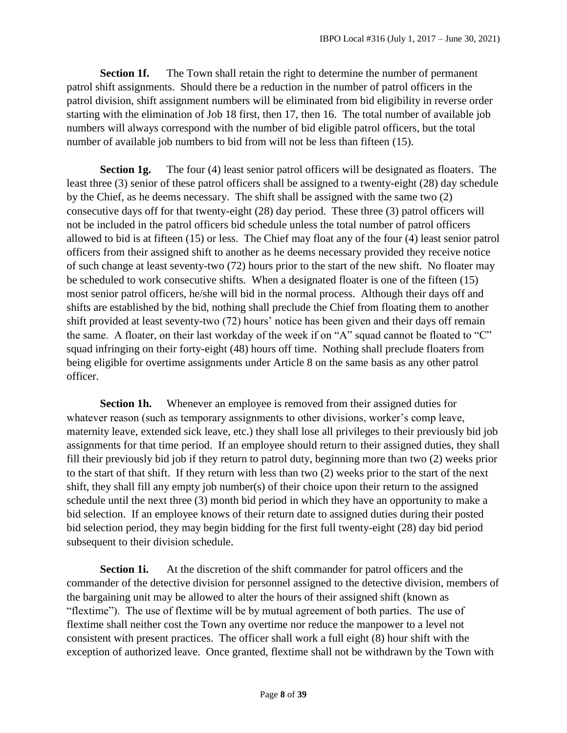**Section 1f.** The Town shall retain the right to determine the number of permanent patrol shift assignments. Should there be a reduction in the number of patrol officers in the patrol division, shift assignment numbers will be eliminated from bid eligibility in reverse order starting with the elimination of Job 18 first, then 17, then 16. The total number of available job numbers will always correspond with the number of bid eligible patrol officers, but the total number of available job numbers to bid from will not be less than fifteen (15).

**Section 1g.** The four (4) least senior patrol officers will be designated as floaters. The least three (3) senior of these patrol officers shall be assigned to a twenty-eight (28) day schedule by the Chief, as he deems necessary. The shift shall be assigned with the same two (2) consecutive days off for that twenty-eight (28) day period. These three (3) patrol officers will not be included in the patrol officers bid schedule unless the total number of patrol officers allowed to bid is at fifteen (15) or less. The Chief may float any of the four (4) least senior patrol officers from their assigned shift to another as he deems necessary provided they receive notice of such change at least seventy-two (72) hours prior to the start of the new shift. No floater may be scheduled to work consecutive shifts. When a designated floater is one of the fifteen (15) most senior patrol officers, he/she will bid in the normal process. Although their days off and shifts are established by the bid, nothing shall preclude the Chief from floating them to another shift provided at least seventy-two (72) hours' notice has been given and their days off remain the same. A floater, on their last workday of the week if on "A" squad cannot be floated to "C" squad infringing on their forty-eight (48) hours off time. Nothing shall preclude floaters from being eligible for overtime assignments under Article 8 on the same basis as any other patrol officer.

**Section 1h.** Whenever an employee is removed from their assigned duties for whatever reason (such as temporary assignments to other divisions, worker's comp leave, maternity leave, extended sick leave, etc.) they shall lose all privileges to their previously bid job assignments for that time period. If an employee should return to their assigned duties, they shall fill their previously bid job if they return to patrol duty, beginning more than two (2) weeks prior to the start of that shift. If they return with less than two (2) weeks prior to the start of the next shift, they shall fill any empty job number(s) of their choice upon their return to the assigned schedule until the next three (3) month bid period in which they have an opportunity to make a bid selection. If an employee knows of their return date to assigned duties during their posted bid selection period, they may begin bidding for the first full twenty-eight (28) day bid period subsequent to their division schedule.

**Section 1i.** At the discretion of the shift commander for patrol officers and the commander of the detective division for personnel assigned to the detective division, members of the bargaining unit may be allowed to alter the hours of their assigned shift (known as "flextime"). The use of flextime will be by mutual agreement of both parties. The use of flextime shall neither cost the Town any overtime nor reduce the manpower to a level not consistent with present practices. The officer shall work a full eight (8) hour shift with the exception of authorized leave. Once granted, flextime shall not be withdrawn by the Town with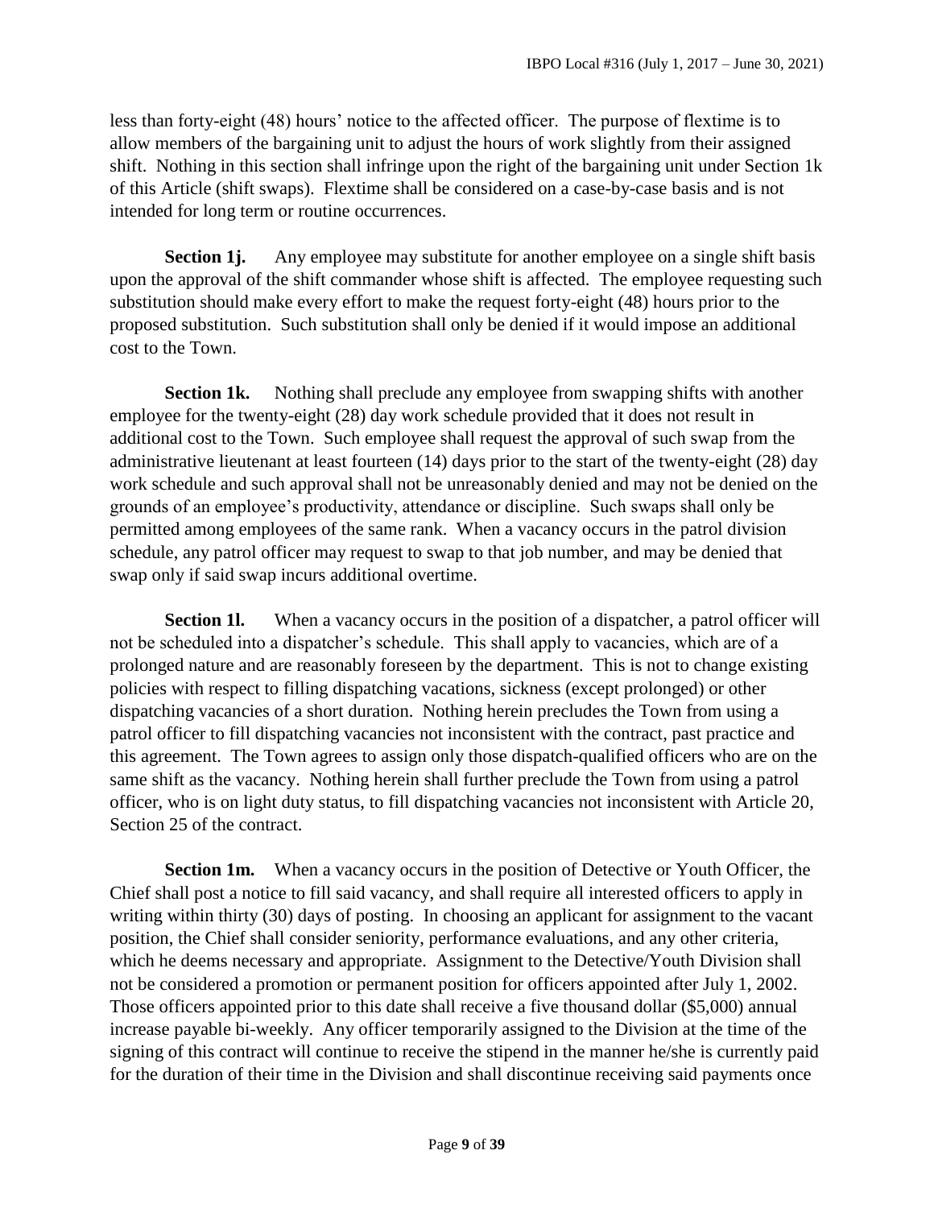less than forty-eight (48) hours' notice to the affected officer. The purpose of flextime is to allow members of the bargaining unit to adjust the hours of work slightly from their assigned shift. Nothing in this section shall infringe upon the right of the bargaining unit under Section 1k of this Article (shift swaps). Flextime shall be considered on a case-by-case basis and is not intended for long term or routine occurrences.

**Section 1j.** Any employee may substitute for another employee on a single shift basis upon the approval of the shift commander whose shift is affected. The employee requesting such substitution should make every effort to make the request forty-eight (48) hours prior to the proposed substitution. Such substitution shall only be denied if it would impose an additional cost to the Town.

**Section 1k.** Nothing shall preclude any employee from swapping shifts with another employee for the twenty-eight (28) day work schedule provided that it does not result in additional cost to the Town. Such employee shall request the approval of such swap from the administrative lieutenant at least fourteen (14) days prior to the start of the twenty-eight (28) day work schedule and such approval shall not be unreasonably denied and may not be denied on the grounds of an employee's productivity, attendance or discipline. Such swaps shall only be permitted among employees of the same rank. When a vacancy occurs in the patrol division schedule, any patrol officer may request to swap to that job number, and may be denied that swap only if said swap incurs additional overtime.

**Section 1l.** When a vacancy occurs in the position of a dispatcher, a patrol officer will not be scheduled into a dispatcher's schedule. This shall apply to vacancies, which are of a prolonged nature and are reasonably foreseen by the department. This is not to change existing policies with respect to filling dispatching vacations, sickness (except prolonged) or other dispatching vacancies of a short duration. Nothing herein precludes the Town from using a patrol officer to fill dispatching vacancies not inconsistent with the contract, past practice and this agreement. The Town agrees to assign only those dispatch-qualified officers who are on the same shift as the vacancy. Nothing herein shall further preclude the Town from using a patrol officer, who is on light duty status, to fill dispatching vacancies not inconsistent with Article 20, Section 25 of the contract.

**Section 1m.** When a vacancy occurs in the position of Detective or Youth Officer, the Chief shall post a notice to fill said vacancy, and shall require all interested officers to apply in writing within thirty (30) days of posting. In choosing an applicant for assignment to the vacant position, the Chief shall consider seniority, performance evaluations, and any other criteria, which he deems necessary and appropriate. Assignment to the Detective/Youth Division shall not be considered a promotion or permanent position for officers appointed after July 1, 2002. Those officers appointed prior to this date shall receive a five thousand dollar ($5,000) annual increase payable bi-weekly. Any officer temporarily assigned to the Division at the time of the signing of this contract will continue to receive the stipend in the manner he/she is currently paid for the duration of their time in the Division and shall discontinue receiving said payments once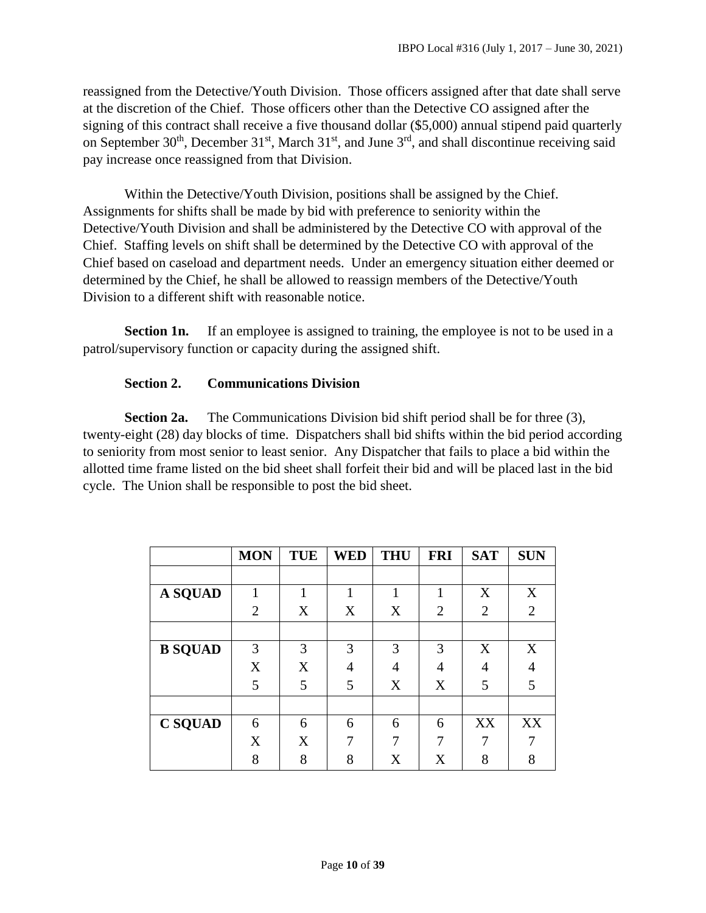reassigned from the Detective/Youth Division. Those officers assigned after that date shall serve at the discretion of the Chief. Those officers other than the Detective CO assigned after the signing of this contract shall receive a five thousand dollar ($5,000) annual stipend paid quarterly on September 30th, December 31st, March 31st, and June 3rd, and shall discontinue receiving said pay increase once reassigned from that Division.

Within the Detective/Youth Division, positions shall be assigned by the Chief. Assignments for shifts shall be made by bid with preference to seniority within the Detective/Youth Division and shall be administered by the Detective CO with approval of the Chief. Staffing levels on shift shall be determined by the Detective CO with approval of the Chief based on caseload and department needs. Under an emergency situation either deemed or determined by the Chief, he shall be allowed to reassign members of the Detective/Youth Division to a different shift with reasonable notice.

**Section 1n.** If an employee is assigned to training, the employee is not to be used in a patrol/supervisory function or capacity during the assigned shift.

**Section 2. Communications Division**

**Section 2a.** The Communications Division bid shift period shall be for three (3), twenty-eight (28) day blocks of time. Dispatchers shall bid shifts within the bid period according to seniority from most senior to least senior. Any Dispatcher that fails to place a bid within the allotted time frame listed on the bid sheet shall forfeit their bid and will be placed last in the bid cycle. The Union shall be responsible to post the bid sheet.

| | MON | TUE | WED | THU | FRI | SAT | SUN |
|---|---|---|---|---|---|---|---|
| | | | | | | | |
| **A SQUAD** | 1 | 1 | 1 | 1 | 1 | X | X |
| | 2 | X | X | X | 2 | 2 | 2 |
| | | | | | | | |
| **B SQUAD** | 3 | 3 | 3 | 3 | 3 | X | X |
| | X | X | 4 | 4 | 4 | 4 | 4 |
| | 5 | 5 | 5 | X | X | 5 | 5 |
| | | | | | | | |
| **C SQUAD** | 6 | 6 | 6 | 6 | 6 | XX | XX |
| | X | X | 7 | 7 | 7 | 7 | 7 |
| | 8 | 8 | 8 | X | X | 8 | 8 |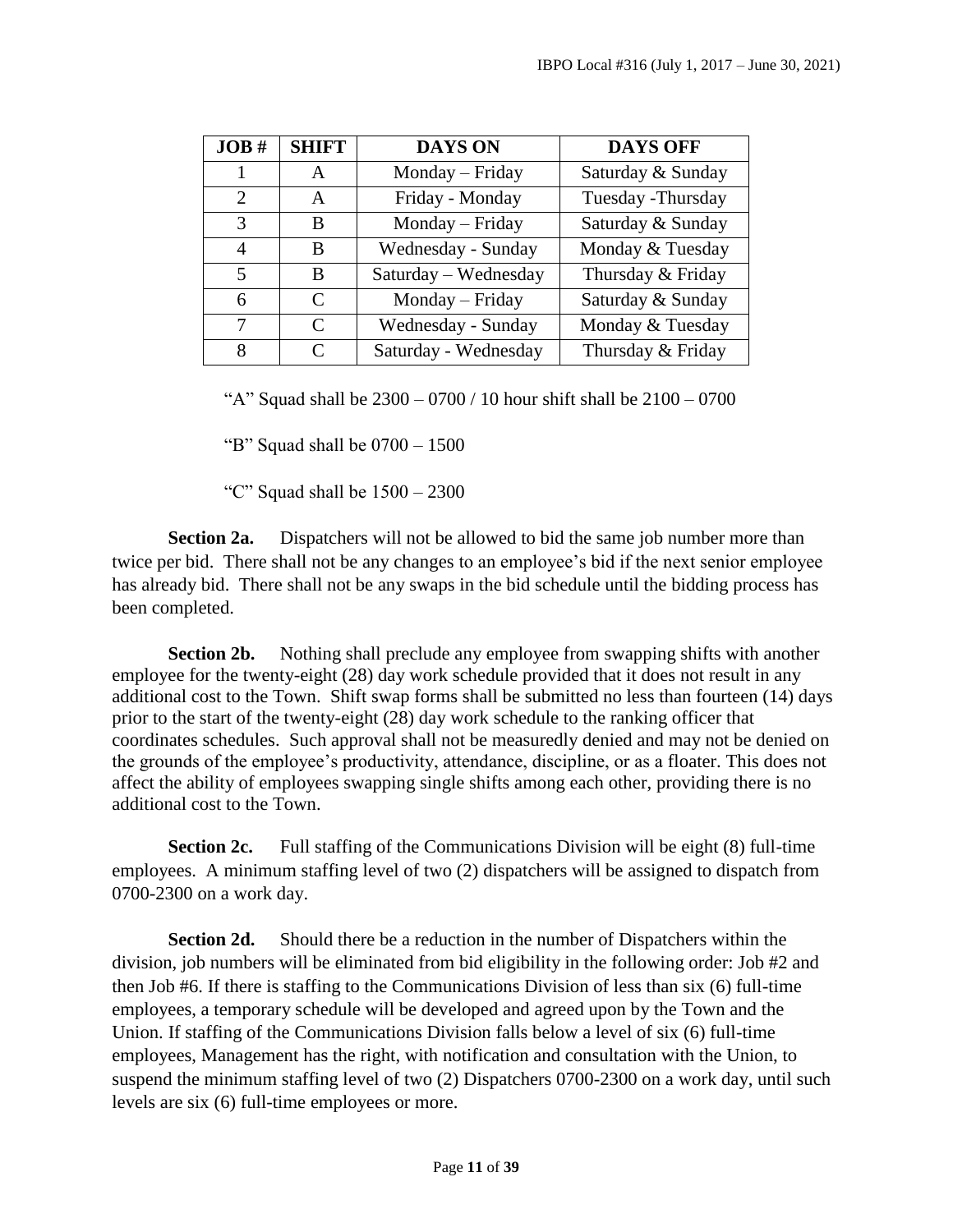| JOB # | SHIFT | DAYS ON | DAYS OFF |
|---|---|---|---|
| 1 | A | Monday – Friday | Saturday & Sunday |
| 2 | A | Friday - Monday | Tuesday -Thursday |
| 3 | B | Monday – Friday | Saturday & Sunday |
| 4 | B | Wednesday - Sunday | Monday & Tuesday |
| 5 | B | Saturday – Wednesday | Thursday & Friday |
| 6 | C | Monday – Friday | Saturday & Sunday |
| 7 | C | Wednesday - Sunday | Monday & Tuesday |
| 8 | C | Saturday - Wednesday | Thursday & Friday |

"A" Squad shall be 2300 – 0700 / 10 hour shift shall be 2100 – 0700

"B" Squad shall be 0700 – 1500

"C" Squad shall be 1500 – 2300

**Section 2a.** Dispatchers will not be allowed to bid the same job number more than twice per bid. There shall not be any changes to an employee's bid if the next senior employee has already bid. There shall not be any swaps in the bid schedule until the bidding process has been completed.

**Section 2b.** Nothing shall preclude any employee from swapping shifts with another employee for the twenty-eight (28) day work schedule provided that it does not result in any additional cost to the Town. Shift swap forms shall be submitted no less than fourteen (14) days prior to the start of the twenty-eight (28) day work schedule to the ranking officer that coordinates schedules. Such approval shall not be measuredly denied and may not be denied on the grounds of the employee's productivity, attendance, discipline, or as a floater. This does not affect the ability of employees swapping single shifts among each other, providing there is no additional cost to the Town.

**Section 2c.** Full staffing of the Communications Division will be eight (8) full-time employees. A minimum staffing level of two (2) dispatchers will be assigned to dispatch from 0700-2300 on a work day.

**Section 2d.** Should there be a reduction in the number of Dispatchers within the division, job numbers will be eliminated from bid eligibility in the following order: Job #2 and then Job #6. If there is staffing to the Communications Division of less than six (6) full-time employees, a temporary schedule will be developed and agreed upon by the Town and the Union. If staffing of the Communications Division falls below a level of six (6) full-time employees, Management has the right, with notification and consultation with the Union, to suspend the minimum staffing level of two (2) Dispatchers 0700-2300 on a work day, until such levels are six (6) full-time employees or more.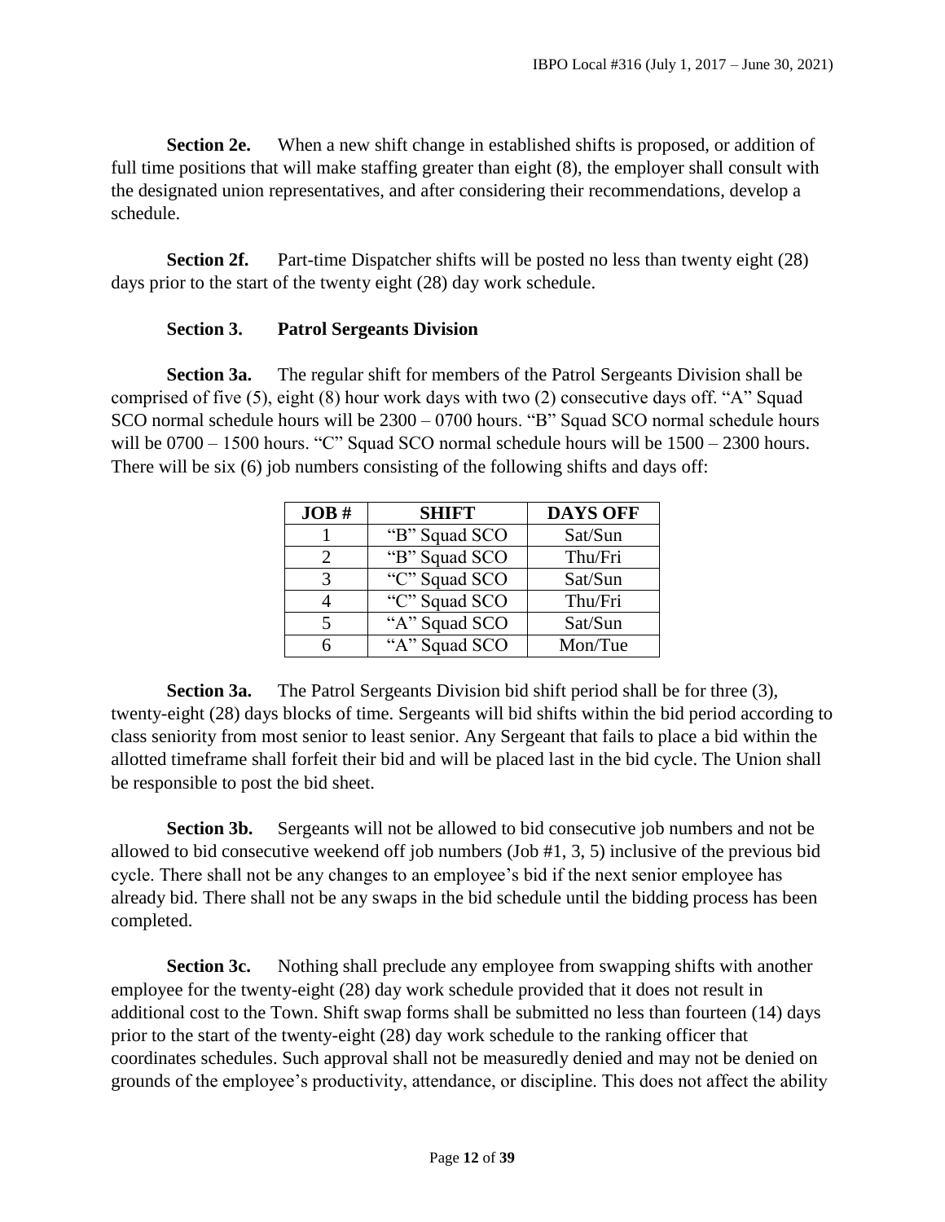**Section 2e.** When a new shift change in established shifts is proposed, or addition of full time positions that will make staffing greater than eight (8), the employer shall consult with the designated union representatives, and after considering their recommendations, develop a schedule.

**Section 2f.** Part-time Dispatcher shifts will be posted no less than twenty eight (28) days prior to the start of the twenty eight (28) day work schedule.

**Section 3. Patrol Sergeants Division**

**Section 3a.** The regular shift for members of the Patrol Sergeants Division shall be comprised of five (5), eight (8) hour work days with two (2) consecutive days off. "A" Squad SCO normal schedule hours will be 2300 – 0700 hours. "B" Squad SCO normal schedule hours will be 0700 – 1500 hours. "C" Squad SCO normal schedule hours will be 1500 – 2300 hours. There will be six (6) job numbers consisting of the following shifts and days off:

| JOB # | SHIFT | DAYS OFF |
|---|---|---|
| 1 | "B" Squad SCO | Sat/Sun |
| 2 | "B" Squad SCO | Thu/Fri |
| 3 | "C" Squad SCO | Sat/Sun |
| 4 | "C" Squad SCO | Thu/Fri |
| 5 | "A" Squad SCO | Sat/Sun |
| 6 | "A" Squad SCO | Mon/Tue |

**Section 3a.** The Patrol Sergeants Division bid shift period shall be for three (3), twenty-eight (28) days blocks of time. Sergeants will bid shifts within the bid period according to class seniority from most senior to least senior. Any Sergeant that fails to place a bid within the allotted timeframe shall forfeit their bid and will be placed last in the bid cycle. The Union shall be responsible to post the bid sheet.

**Section 3b.** Sergeants will not be allowed to bid consecutive job numbers and not be allowed to bid consecutive weekend off job numbers (Job #1, 3, 5) inclusive of the previous bid cycle. There shall not be any changes to an employee's bid if the next senior employee has already bid. There shall not be any swaps in the bid schedule until the bidding process has been completed.

**Section 3c.** Nothing shall preclude any employee from swapping shifts with another employee for the twenty-eight (28) day work schedule provided that it does not result in additional cost to the Town. Shift swap forms shall be submitted no less than fourteen (14) days prior to the start of the twenty-eight (28) day work schedule to the ranking officer that coordinates schedules. Such approval shall not be measuredly denied and may not be denied on grounds of the employee's productivity, attendance, or discipline. This does not affect the ability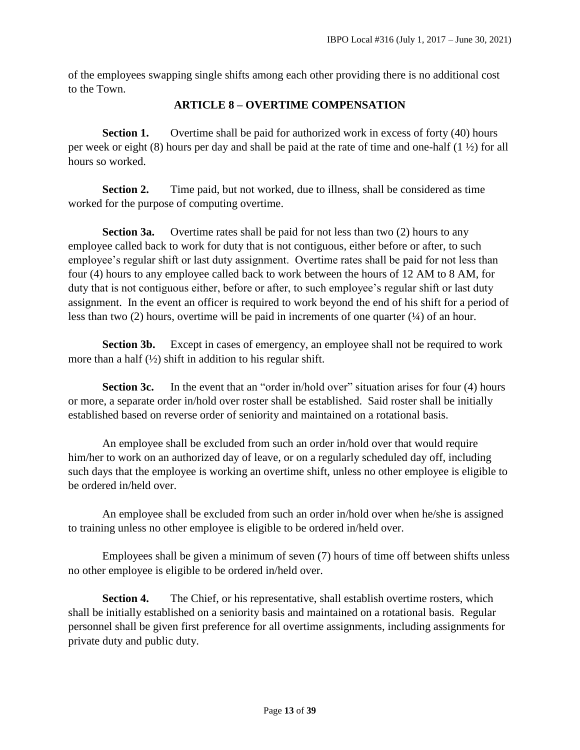of the employees swapping single shifts among each other providing there is no additional cost to the Town.

## ARTICLE 8 – OVERTIME COMPENSATION

**Section 1.** Overtime shall be paid for authorized work in excess of forty (40) hours per week or eight (8) hours per day and shall be paid at the rate of time and one-half (1 ½) for all hours so worked.

**Section 2.** Time paid, but not worked, due to illness, shall be considered as time worked for the purpose of computing overtime.

**Section 3a.** Overtime rates shall be paid for not less than two (2) hours to any employee called back to work for duty that is not contiguous, either before or after, to such employee's regular shift or last duty assignment. Overtime rates shall be paid for not less than four (4) hours to any employee called back to work between the hours of 12 AM to 8 AM, for duty that is not contiguous either, before or after, to such employee's regular shift or last duty assignment. In the event an officer is required to work beyond the end of his shift for a period of less than two (2) hours, overtime will be paid in increments of one quarter (¼) of an hour.

**Section 3b.** Except in cases of emergency, an employee shall not be required to work more than a half (½) shift in addition to his regular shift.

**Section 3c.** In the event that an "order in/hold over" situation arises for four (4) hours or more, a separate order in/hold over roster shall be established. Said roster shall be initially established based on reverse order of seniority and maintained on a rotational basis.

An employee shall be excluded from such an order in/hold over that would require him/her to work on an authorized day of leave, or on a regularly scheduled day off, including such days that the employee is working an overtime shift, unless no other employee is eligible to be ordered in/held over.

An employee shall be excluded from such an order in/hold over when he/she is assigned to training unless no other employee is eligible to be ordered in/held over.

Employees shall be given a minimum of seven (7) hours of time off between shifts unless no other employee is eligible to be ordered in/held over.

**Section 4.** The Chief, or his representative, shall establish overtime rosters, which shall be initially established on a seniority basis and maintained on a rotational basis. Regular personnel shall be given first preference for all overtime assignments, including assignments for private duty and public duty.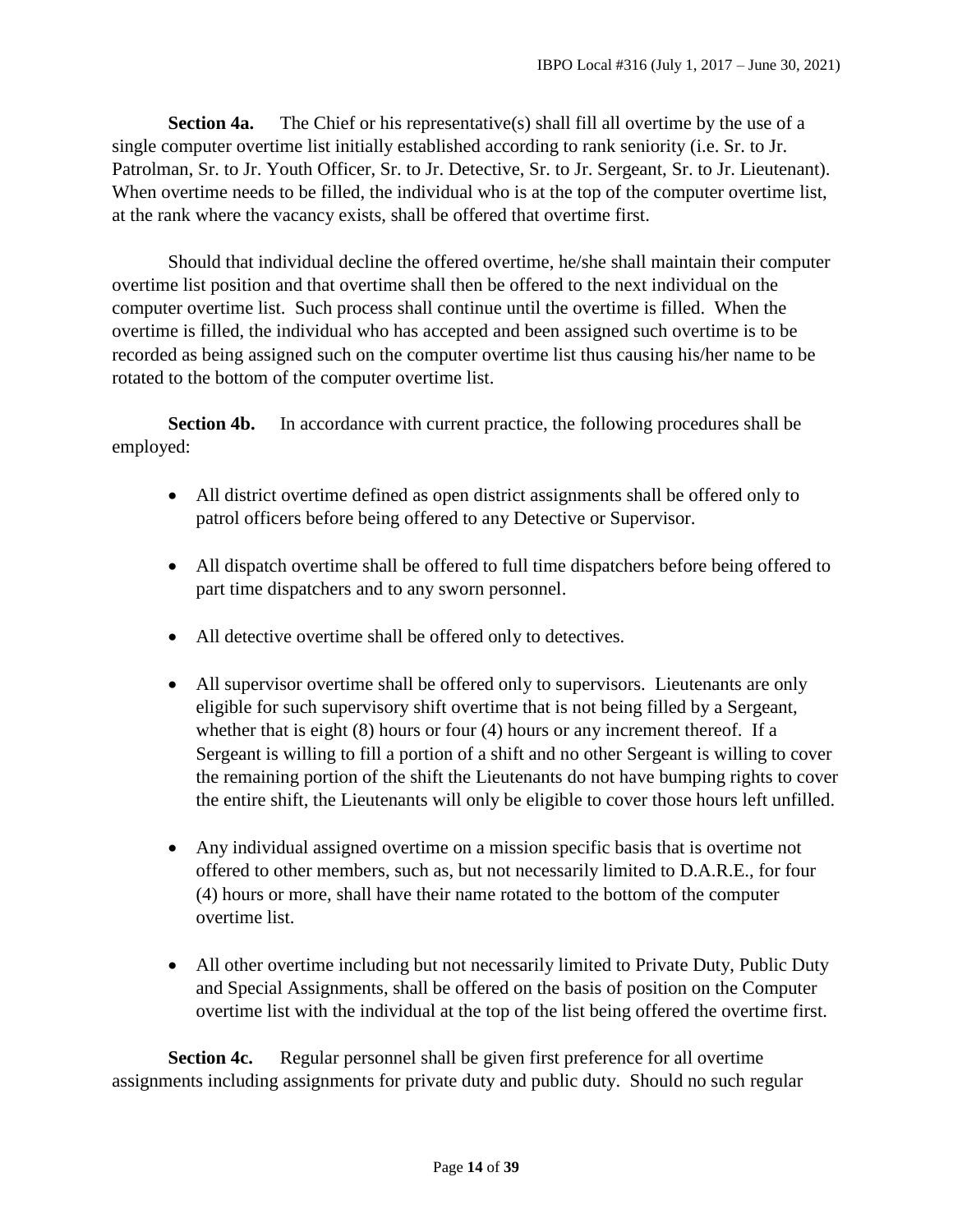**Section 4a.** The Chief or his representative(s) shall fill all overtime by the use of a single computer overtime list initially established according to rank seniority (i.e. Sr. to Jr. Patrolman, Sr. to Jr. Youth Officer, Sr. to Jr. Detective, Sr. to Jr. Sergeant, Sr. to Jr. Lieutenant). When overtime needs to be filled, the individual who is at the top of the computer overtime list, at the rank where the vacancy exists, shall be offered that overtime first.

Should that individual decline the offered overtime, he/she shall maintain their computer overtime list position and that overtime shall then be offered to the next individual on the computer overtime list. Such process shall continue until the overtime is filled. When the overtime is filled, the individual who has accepted and been assigned such overtime is to be recorded as being assigned such on the computer overtime list thus causing his/her name to be rotated to the bottom of the computer overtime list.

**Section 4b.** In accordance with current practice, the following procedures shall be employed:

- All district overtime defined as open district assignments shall be offered only to patrol officers before being offered to any Detective or Supervisor.
- All dispatch overtime shall be offered to full time dispatchers before being offered to part time dispatchers and to any sworn personnel.
- All detective overtime shall be offered only to detectives.
- All supervisor overtime shall be offered only to supervisors. Lieutenants are only eligible for such supervisory shift overtime that is not being filled by a Sergeant, whether that is eight (8) hours or four (4) hours or any increment thereof. If a Sergeant is willing to fill a portion of a shift and no other Sergeant is willing to cover the remaining portion of the shift the Lieutenants do not have bumping rights to cover the entire shift, the Lieutenants will only be eligible to cover those hours left unfilled.
- Any individual assigned overtime on a mission specific basis that is overtime not offered to other members, such as, but not necessarily limited to D.A.R.E., for four (4) hours or more, shall have their name rotated to the bottom of the computer overtime list.
- All other overtime including but not necessarily limited to Private Duty, Public Duty and Special Assignments, shall be offered on the basis of position on the Computer overtime list with the individual at the top of the list being offered the overtime first.

**Section 4c.** Regular personnel shall be given first preference for all overtime assignments including assignments for private duty and public duty. Should no such regular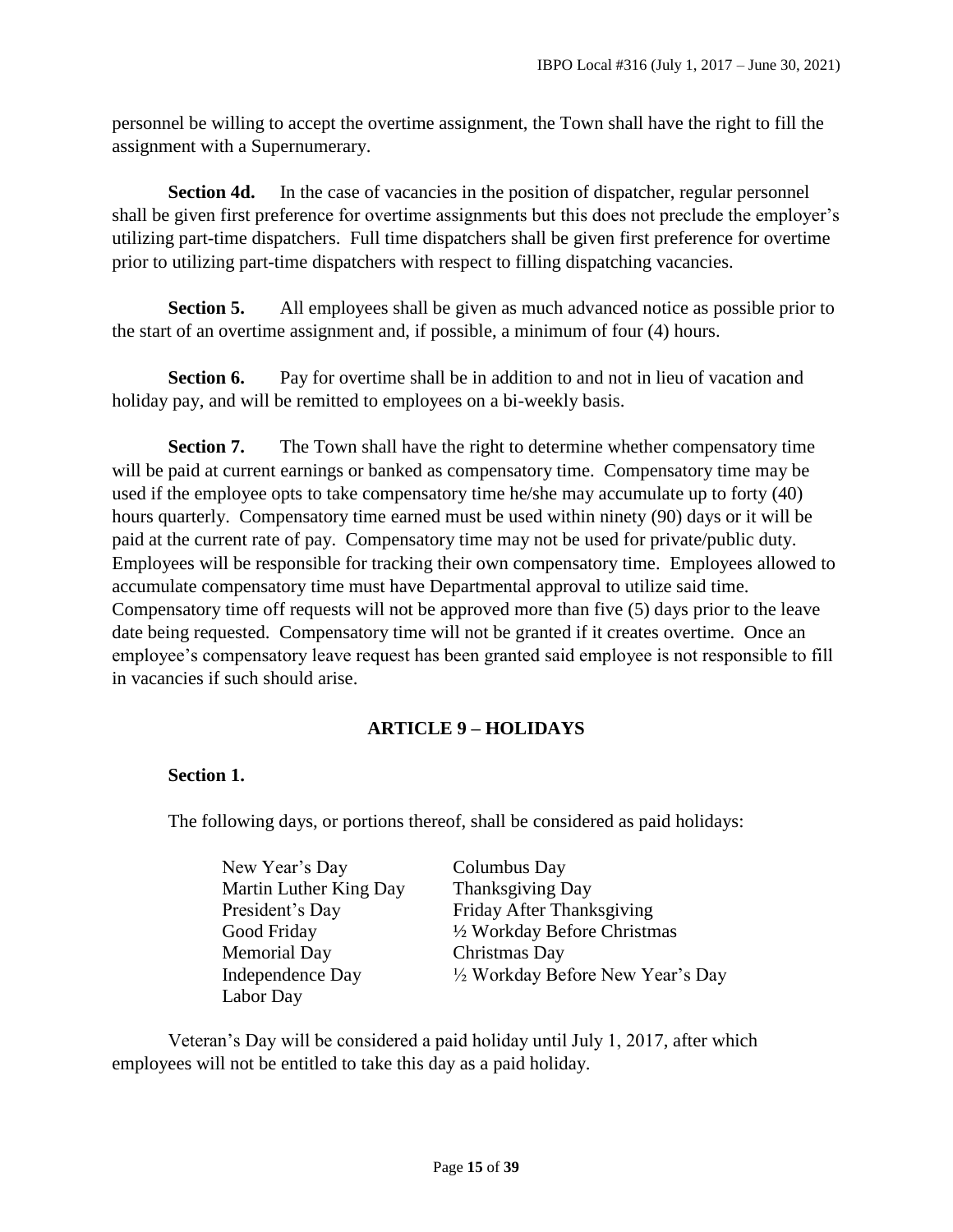personnel be willing to accept the overtime assignment, the Town shall have the right to fill the assignment with a Supernumerary.

**Section 4d.** In the case of vacancies in the position of dispatcher, regular personnel shall be given first preference for overtime assignments but this does not preclude the employer's utilizing part-time dispatchers. Full time dispatchers shall be given first preference for overtime prior to utilizing part-time dispatchers with respect to filling dispatching vacancies.

**Section 5.** All employees shall be given as much advanced notice as possible prior to the start of an overtime assignment and, if possible, a minimum of four (4) hours.

**Section 6.** Pay for overtime shall be in addition to and not in lieu of vacation and holiday pay, and will be remitted to employees on a bi-weekly basis.

**Section 7.** The Town shall have the right to determine whether compensatory time will be paid at current earnings or banked as compensatory time. Compensatory time may be used if the employee opts to take compensatory time he/she may accumulate up to forty (40) hours quarterly. Compensatory time earned must be used within ninety (90) days or it will be paid at the current rate of pay. Compensatory time may not be used for private/public duty. Employees will be responsible for tracking their own compensatory time. Employees allowed to accumulate compensatory time must have Departmental approval to utilize said time. Compensatory time off requests will not be approved more than five (5) days prior to the leave date being requested. Compensatory time will not be granted if it creates overtime. Once an employee's compensatory leave request has been granted said employee is not responsible to fill in vacancies if such should arise.

## ARTICLE 9 – HOLIDAYS

**Section 1.**

The following days, or portions thereof, shall be considered as paid holidays:

- New Year's Day
- Martin Luther King Day
- President's Day
- Good Friday
- Memorial Day
- Independence Day
- Labor Day
- Columbus Day
- Thanksgiving Day
- Friday After Thanksgiving
- ½ Workday Before Christmas
- Christmas Day
- ½ Workday Before New Year's Day

Veteran's Day will be considered a paid holiday until July 1, 2017, after which employees will not be entitled to take this day as a paid holiday.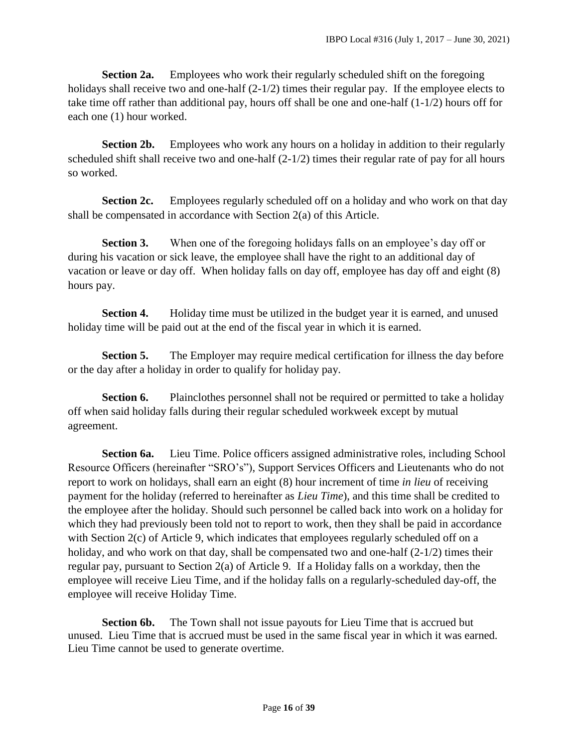**Section 2a.** Employees who work their regularly scheduled shift on the foregoing holidays shall receive two and one-half (2-1/2) times their regular pay. If the employee elects to take time off rather than additional pay, hours off shall be one and one-half (1-1/2) hours off for each one (1) hour worked.

**Section 2b.** Employees who work any hours on a holiday in addition to their regularly scheduled shift shall receive two and one-half (2-1/2) times their regular rate of pay for all hours so worked.

**Section 2c.** Employees regularly scheduled off on a holiday and who work on that day shall be compensated in accordance with Section 2(a) of this Article.

**Section 3.** When one of the foregoing holidays falls on an employee's day off or during his vacation or sick leave, the employee shall have the right to an additional day of vacation or leave or day off. When holiday falls on day off, employee has day off and eight (8) hours pay.

**Section 4.** Holiday time must be utilized in the budget year it is earned, and unused holiday time will be paid out at the end of the fiscal year in which it is earned.

**Section 5.** The Employer may require medical certification for illness the day before or the day after a holiday in order to qualify for holiday pay.

**Section 6.** Plainclothes personnel shall not be required or permitted to take a holiday off when said holiday falls during their regular scheduled workweek except by mutual agreement.

**Section 6a.** Lieu Time. Police officers assigned administrative roles, including School Resource Officers (hereinafter "SRO's"), Support Services Officers and Lieutenants who do not report to work on holidays, shall earn an eight (8) hour increment of time *in lieu* of receiving payment for the holiday (referred to hereinafter as *Lieu Time*), and this time shall be credited to the employee after the holiday. Should such personnel be called back into work on a holiday for which they had previously been told not to report to work, then they shall be paid in accordance with Section 2(c) of Article 9, which indicates that employees regularly scheduled off on a holiday, and who work on that day, shall be compensated two and one-half (2-1/2) times their regular pay, pursuant to Section 2(a) of Article 9. If a Holiday falls on a workday, then the employee will receive Lieu Time, and if the holiday falls on a regularly-scheduled day-off, the employee will receive Holiday Time.

**Section 6b.** The Town shall not issue payouts for Lieu Time that is accrued but unused. Lieu Time that is accrued must be used in the same fiscal year in which it was earned. Lieu Time cannot be used to generate overtime.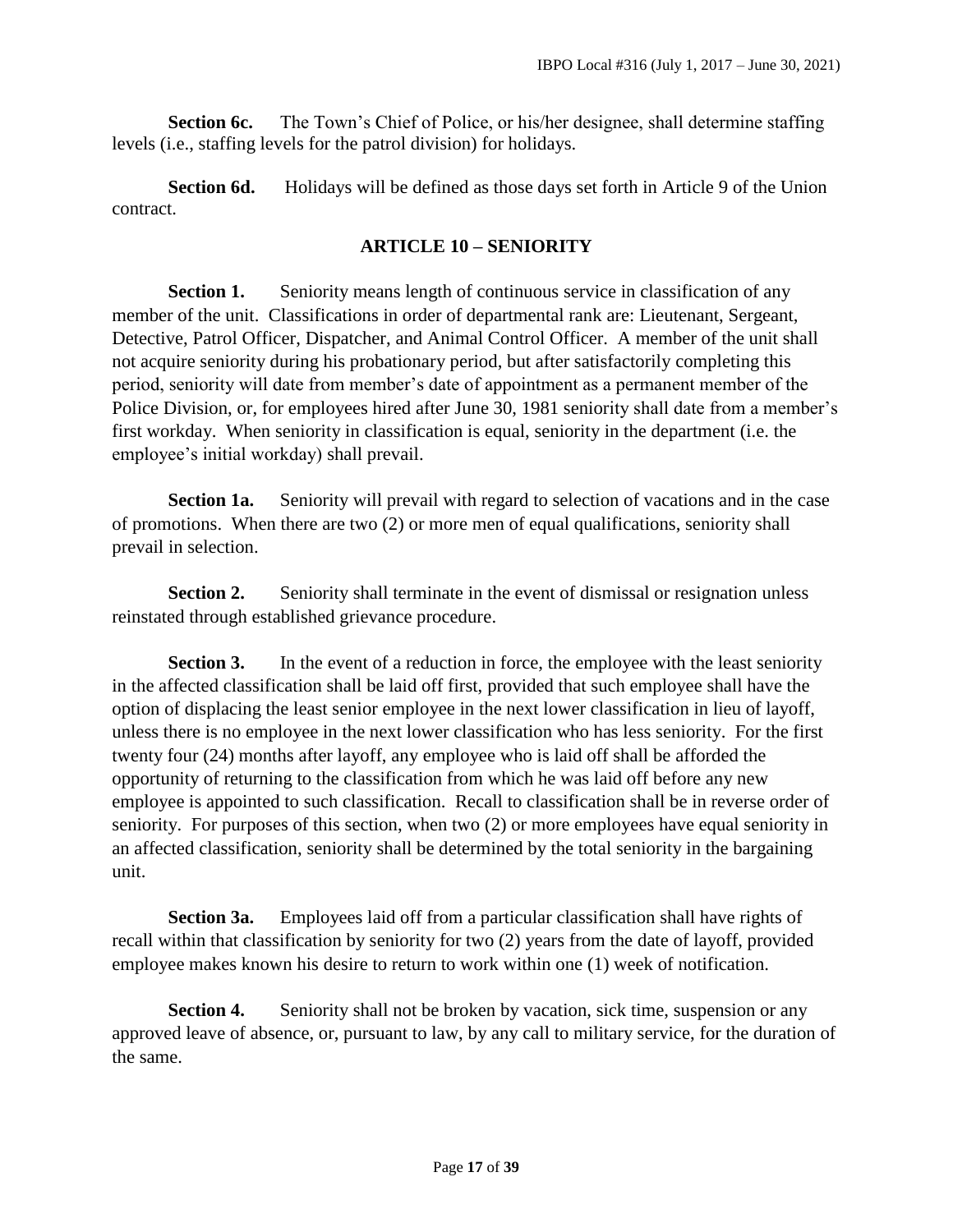**Section 6c.** The Town's Chief of Police, or his/her designee, shall determine staffing levels (i.e., staffing levels for the patrol division) for holidays.

**Section 6d.** Holidays will be defined as those days set forth in Article 9 of the Union contract.

## ARTICLE 10 – SENIORITY

**Section 1.** Seniority means length of continuous service in classification of any member of the unit. Classifications in order of departmental rank are: Lieutenant, Sergeant, Detective, Patrol Officer, Dispatcher, and Animal Control Officer. A member of the unit shall not acquire seniority during his probationary period, but after satisfactorily completing this period, seniority will date from member's date of appointment as a permanent member of the Police Division, or, for employees hired after June 30, 1981 seniority shall date from a member's first workday. When seniority in classification is equal, seniority in the department (i.e. the employee's initial workday) shall prevail.

**Section 1a.** Seniority will prevail with regard to selection of vacations and in the case of promotions. When there are two (2) or more men of equal qualifications, seniority shall prevail in selection.

**Section 2.** Seniority shall terminate in the event of dismissal or resignation unless reinstated through established grievance procedure.

**Section 3.** In the event of a reduction in force, the employee with the least seniority in the affected classification shall be laid off first, provided that such employee shall have the option of displacing the least senior employee in the next lower classification in lieu of layoff, unless there is no employee in the next lower classification who has less seniority. For the first twenty four (24) months after layoff, any employee who is laid off shall be afforded the opportunity of returning to the classification from which he was laid off before any new employee is appointed to such classification. Recall to classification shall be in reverse order of seniority. For purposes of this section, when two (2) or more employees have equal seniority in an affected classification, seniority shall be determined by the total seniority in the bargaining unit.

**Section 3a.** Employees laid off from a particular classification shall have rights of recall within that classification by seniority for two (2) years from the date of layoff, provided employee makes known his desire to return to work within one (1) week of notification.

**Section 4.** Seniority shall not be broken by vacation, sick time, suspension or any approved leave of absence, or, pursuant to law, by any call to military service, for the duration of the same.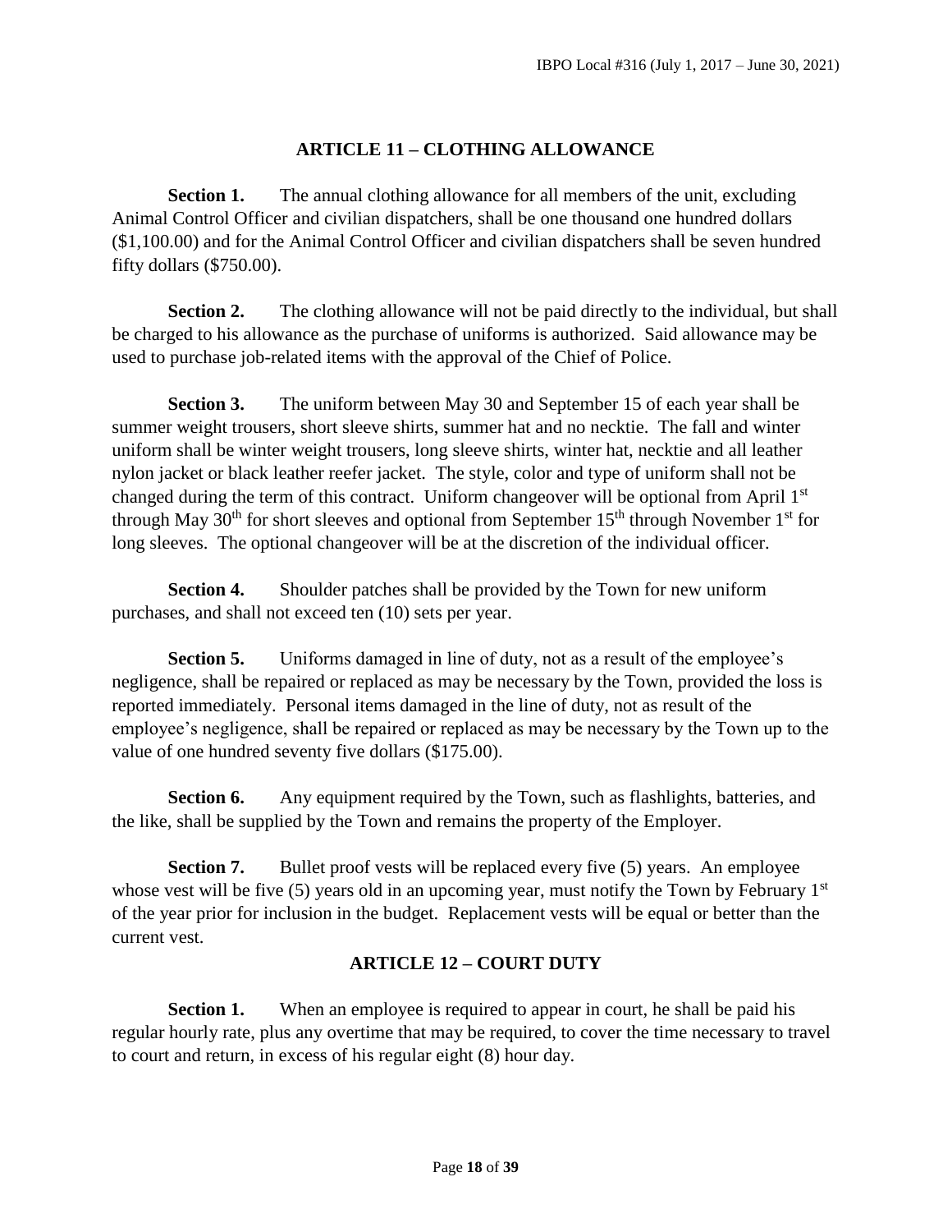## ARTICLE 11 – CLOTHING ALLOWANCE

**Section 1.** The annual clothing allowance for all members of the unit, excluding Animal Control Officer and civilian dispatchers, shall be one thousand one hundred dollars ($1,100.00) and for the Animal Control Officer and civilian dispatchers shall be seven hundred fifty dollars ($750.00).

**Section 2.** The clothing allowance will not be paid directly to the individual, but shall be charged to his allowance as the purchase of uniforms is authorized. Said allowance may be used to purchase job-related items with the approval of the Chief of Police.

**Section 3.** The uniform between May 30 and September 15 of each year shall be summer weight trousers, short sleeve shirts, summer hat and no necktie. The fall and winter uniform shall be winter weight trousers, long sleeve shirts, winter hat, necktie and all leather nylon jacket or black leather reefer jacket. The style, color and type of uniform shall not be changed during the term of this contract. Uniform changeover will be optional from April 1st through May 30th for short sleeves and optional from September 15th through November 1st for long sleeves. The optional changeover will be at the discretion of the individual officer.

**Section 4.** Shoulder patches shall be provided by the Town for new uniform purchases, and shall not exceed ten (10) sets per year.

**Section 5.** Uniforms damaged in line of duty, not as a result of the employee's negligence, shall be repaired or replaced as may be necessary by the Town, provided the loss is reported immediately. Personal items damaged in the line of duty, not as result of the employee's negligence, shall be repaired or replaced as may be necessary by the Town up to the value of one hundred seventy five dollars ($175.00).

**Section 6.** Any equipment required by the Town, such as flashlights, batteries, and the like, shall be supplied by the Town and remains the property of the Employer.

**Section 7.** Bullet proof vests will be replaced every five (5) years. An employee whose vest will be five (5) years old in an upcoming year, must notify the Town by February 1st of the year prior for inclusion in the budget. Replacement vests will be equal or better than the current vest.

## ARTICLE 12 – COURT DUTY

**Section 1.** When an employee is required to appear in court, he shall be paid his regular hourly rate, plus any overtime that may be required, to cover the time necessary to travel to court and return, in excess of his regular eight (8) hour day.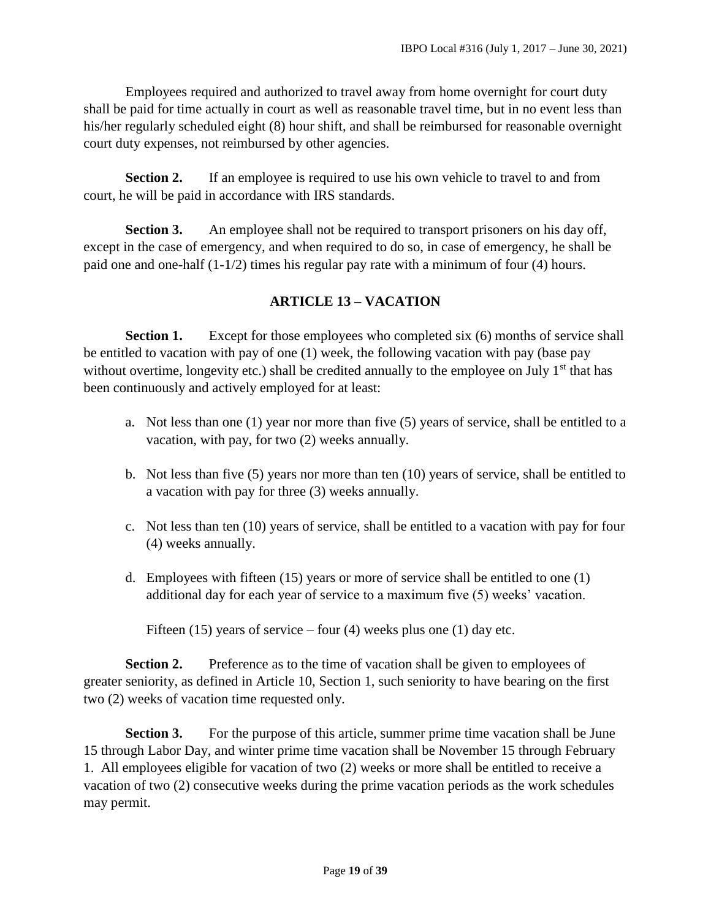Employees required and authorized to travel away from home overnight for court duty shall be paid for time actually in court as well as reasonable travel time, but in no event less than his/her regularly scheduled eight (8) hour shift, and shall be reimbursed for reasonable overnight court duty expenses, not reimbursed by other agencies.

**Section 2.** If an employee is required to use his own vehicle to travel to and from court, he will be paid in accordance with IRS standards.

**Section 3.** An employee shall not be required to transport prisoners on his day off, except in the case of emergency, and when required to do so, in case of emergency, he shall be paid one and one-half (1-1/2) times his regular pay rate with a minimum of four (4) hours.

## ARTICLE 13 – VACATION

**Section 1.** Except for those employees who completed six (6) months of service shall be entitled to vacation with pay of one (1) week, the following vacation with pay (base pay without overtime, longevity etc.) shall be credited annually to the employee on July 1st that has been continuously and actively employed for at least:

a. Not less than one (1) year nor more than five (5) years of service, shall be entitled to a vacation, with pay, for two (2) weeks annually.

b. Not less than five (5) years nor more than ten (10) years of service, shall be entitled to a vacation with pay for three (3) weeks annually.

c. Not less than ten (10) years of service, shall be entitled to a vacation with pay for four (4) weeks annually.

d. Employees with fifteen (15) years or more of service shall be entitled to one (1) additional day for each year of service to a maximum five (5) weeks' vacation.

   Fifteen (15) years of service – four (4) weeks plus one (1) day etc.

**Section 2.** Preference as to the time of vacation shall be given to employees of greater seniority, as defined in Article 10, Section 1, such seniority to have bearing on the first two (2) weeks of vacation time requested only.

**Section 3.** For the purpose of this article, summer prime time vacation shall be June 15 through Labor Day, and winter prime time vacation shall be November 15 through February 1. All employees eligible for vacation of two (2) weeks or more shall be entitled to receive a vacation of two (2) consecutive weeks during the prime vacation periods as the work schedules may permit.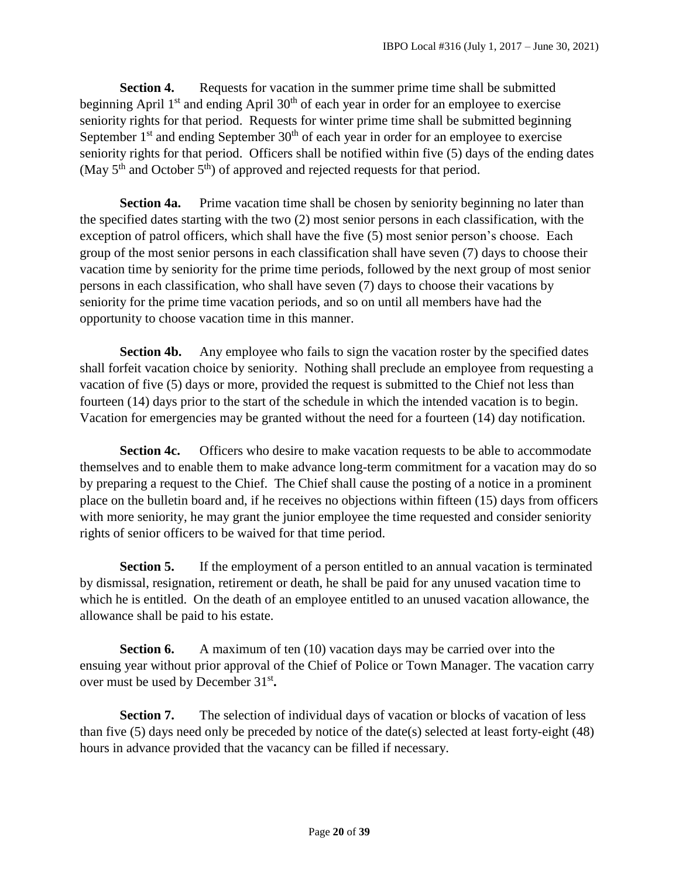**Section 4.** Requests for vacation in the summer prime time shall be submitted beginning April 1st and ending April 30th of each year in order for an employee to exercise seniority rights for that period. Requests for winter prime time shall be submitted beginning September 1st and ending September 30th of each year in order for an employee to exercise seniority rights for that period. Officers shall be notified within five (5) days of the ending dates (May 5th and October 5th) of approved and rejected requests for that period.

**Section 4a.** Prime vacation time shall be chosen by seniority beginning no later than the specified dates starting with the two (2) most senior persons in each classification, with the exception of patrol officers, which shall have the five (5) most senior person's choose. Each group of the most senior persons in each classification shall have seven (7) days to choose their vacation time by seniority for the prime time periods, followed by the next group of most senior persons in each classification, who shall have seven (7) days to choose their vacations by seniority for the prime time vacation periods, and so on until all members have had the opportunity to choose vacation time in this manner.

**Section 4b.** Any employee who fails to sign the vacation roster by the specified dates shall forfeit vacation choice by seniority. Nothing shall preclude an employee from requesting a vacation of five (5) days or more, provided the request is submitted to the Chief not less than fourteen (14) days prior to the start of the schedule in which the intended vacation is to begin. Vacation for emergencies may be granted without the need for a fourteen (14) day notification.

**Section 4c.** Officers who desire to make vacation requests to be able to accommodate themselves and to enable them to make advance long-term commitment for a vacation may do so by preparing a request to the Chief. The Chief shall cause the posting of a notice in a prominent place on the bulletin board and, if he receives no objections within fifteen (15) days from officers with more seniority, he may grant the junior employee the time requested and consider seniority rights of senior officers to be waived for that time period.

**Section 5.** If the employment of a person entitled to an annual vacation is terminated by dismissal, resignation, retirement or death, he shall be paid for any unused vacation time to which he is entitled. On the death of an employee entitled to an unused vacation allowance, the allowance shall be paid to his estate.

**Section 6.** A maximum of ten (10) vacation days may be carried over into the ensuing year without prior approval of the Chief of Police or Town Manager. The vacation carry over must be used by December 31st**.**

**Section 7.** The selection of individual days of vacation or blocks of vacation of less than five (5) days need only be preceded by notice of the date(s) selected at least forty-eight (48) hours in advance provided that the vacancy can be filled if necessary.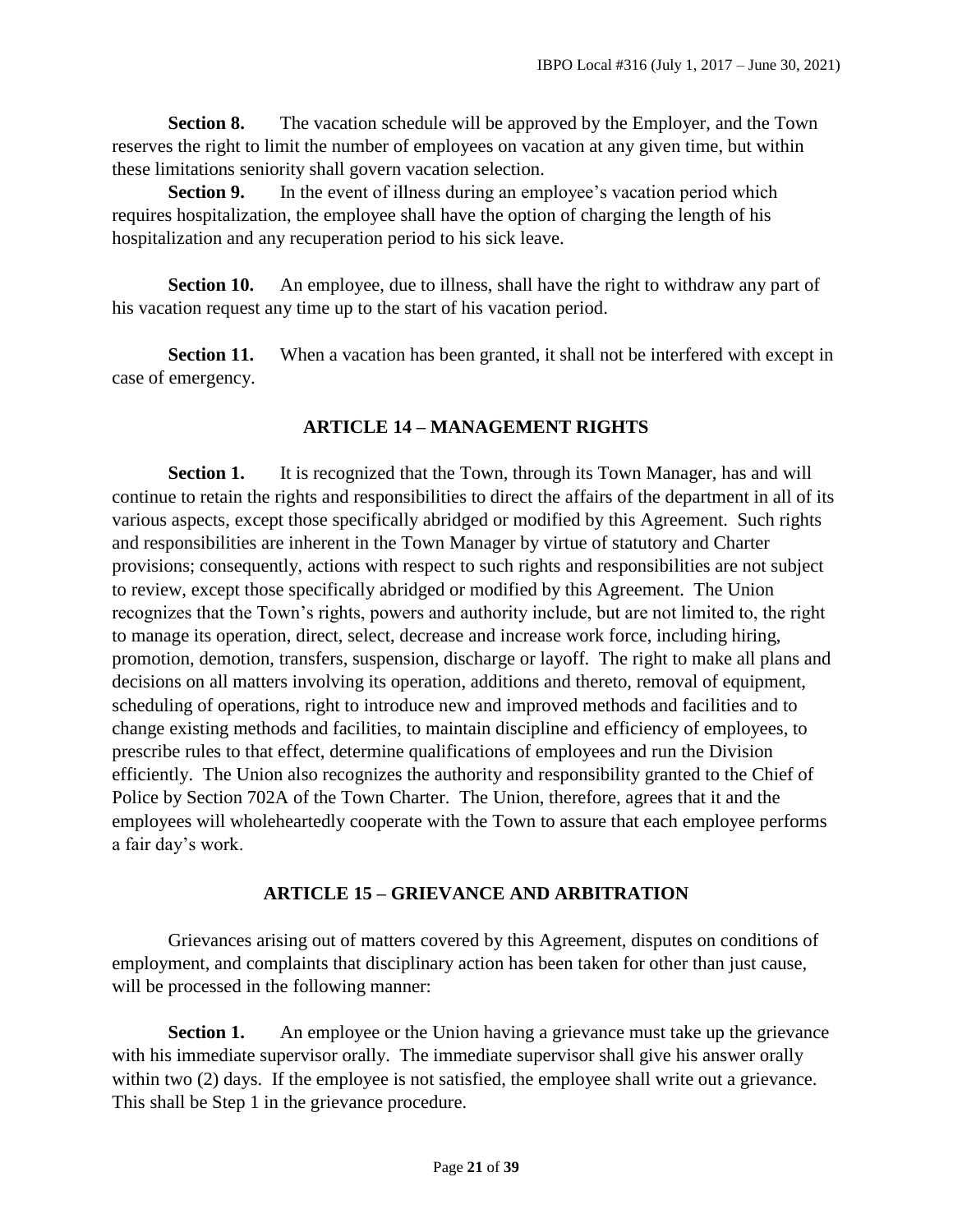**Section 8.** The vacation schedule will be approved by the Employer, and the Town reserves the right to limit the number of employees on vacation at any given time, but within these limitations seniority shall govern vacation selection.

**Section 9.** In the event of illness during an employee's vacation period which requires hospitalization, the employee shall have the option of charging the length of his hospitalization and any recuperation period to his sick leave.

**Section 10.** An employee, due to illness, shall have the right to withdraw any part of his vacation request any time up to the start of his vacation period.

**Section 11.** When a vacation has been granted, it shall not be interfered with except in case of emergency.

## ARTICLE 14 – MANAGEMENT RIGHTS

**Section 1.** It is recognized that the Town, through its Town Manager, has and will continue to retain the rights and responsibilities to direct the affairs of the department in all of its various aspects, except those specifically abridged or modified by this Agreement. Such rights and responsibilities are inherent in the Town Manager by virtue of statutory and Charter provisions; consequently, actions with respect to such rights and responsibilities are not subject to review, except those specifically abridged or modified by this Agreement. The Union recognizes that the Town's rights, powers and authority include, but are not limited to, the right to manage its operation, direct, select, decrease and increase work force, including hiring, promotion, demotion, transfers, suspension, discharge or layoff. The right to make all plans and decisions on all matters involving its operation, additions and thereto, removal of equipment, scheduling of operations, right to introduce new and improved methods and facilities and to change existing methods and facilities, to maintain discipline and efficiency of employees, to prescribe rules to that effect, determine qualifications of employees and run the Division efficiently. The Union also recognizes the authority and responsibility granted to the Chief of Police by Section 702A of the Town Charter. The Union, therefore, agrees that it and the employees will wholeheartedly cooperate with the Town to assure that each employee performs a fair day's work.

## ARTICLE 15 – GRIEVANCE AND ARBITRATION

Grievances arising out of matters covered by this Agreement, disputes on conditions of employment, and complaints that disciplinary action has been taken for other than just cause, will be processed in the following manner:

**Section 1.** An employee or the Union having a grievance must take up the grievance with his immediate supervisor orally. The immediate supervisor shall give his answer orally within two (2) days. If the employee is not satisfied, the employee shall write out a grievance. This shall be Step 1 in the grievance procedure.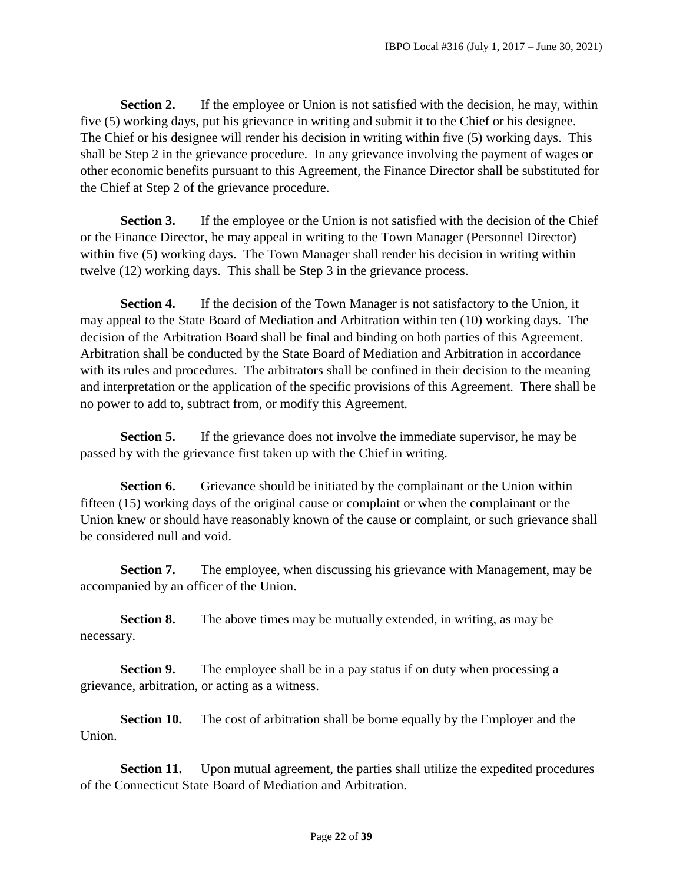**Section 2.** If the employee or Union is not satisfied with the decision, he may, within five (5) working days, put his grievance in writing and submit it to the Chief or his designee. The Chief or his designee will render his decision in writing within five (5) working days. This shall be Step 2 in the grievance procedure. In any grievance involving the payment of wages or other economic benefits pursuant to this Agreement, the Finance Director shall be substituted for the Chief at Step 2 of the grievance procedure.

**Section 3.** If the employee or the Union is not satisfied with the decision of the Chief or the Finance Director, he may appeal in writing to the Town Manager (Personnel Director) within five (5) working days. The Town Manager shall render his decision in writing within twelve (12) working days. This shall be Step 3 in the grievance process.

**Section 4.** If the decision of the Town Manager is not satisfactory to the Union, it may appeal to the State Board of Mediation and Arbitration within ten (10) working days. The decision of the Arbitration Board shall be final and binding on both parties of this Agreement. Arbitration shall be conducted by the State Board of Mediation and Arbitration in accordance with its rules and procedures. The arbitrators shall be confined in their decision to the meaning and interpretation or the application of the specific provisions of this Agreement. There shall be no power to add to, subtract from, or modify this Agreement.

**Section 5.** If the grievance does not involve the immediate supervisor, he may be passed by with the grievance first taken up with the Chief in writing.

**Section 6.** Grievance should be initiated by the complainant or the Union within fifteen (15) working days of the original cause or complaint or when the complainant or the Union knew or should have reasonably known of the cause or complaint, or such grievance shall be considered null and void.

**Section 7.** The employee, when discussing his grievance with Management, may be accompanied by an officer of the Union.

**Section 8.** The above times may be mutually extended, in writing, as may be necessary.

**Section 9.** The employee shall be in a pay status if on duty when processing a grievance, arbitration, or acting as a witness.

**Section 10.** The cost of arbitration shall be borne equally by the Employer and the Union.

**Section 11.** Upon mutual agreement, the parties shall utilize the expedited procedures of the Connecticut State Board of Mediation and Arbitration.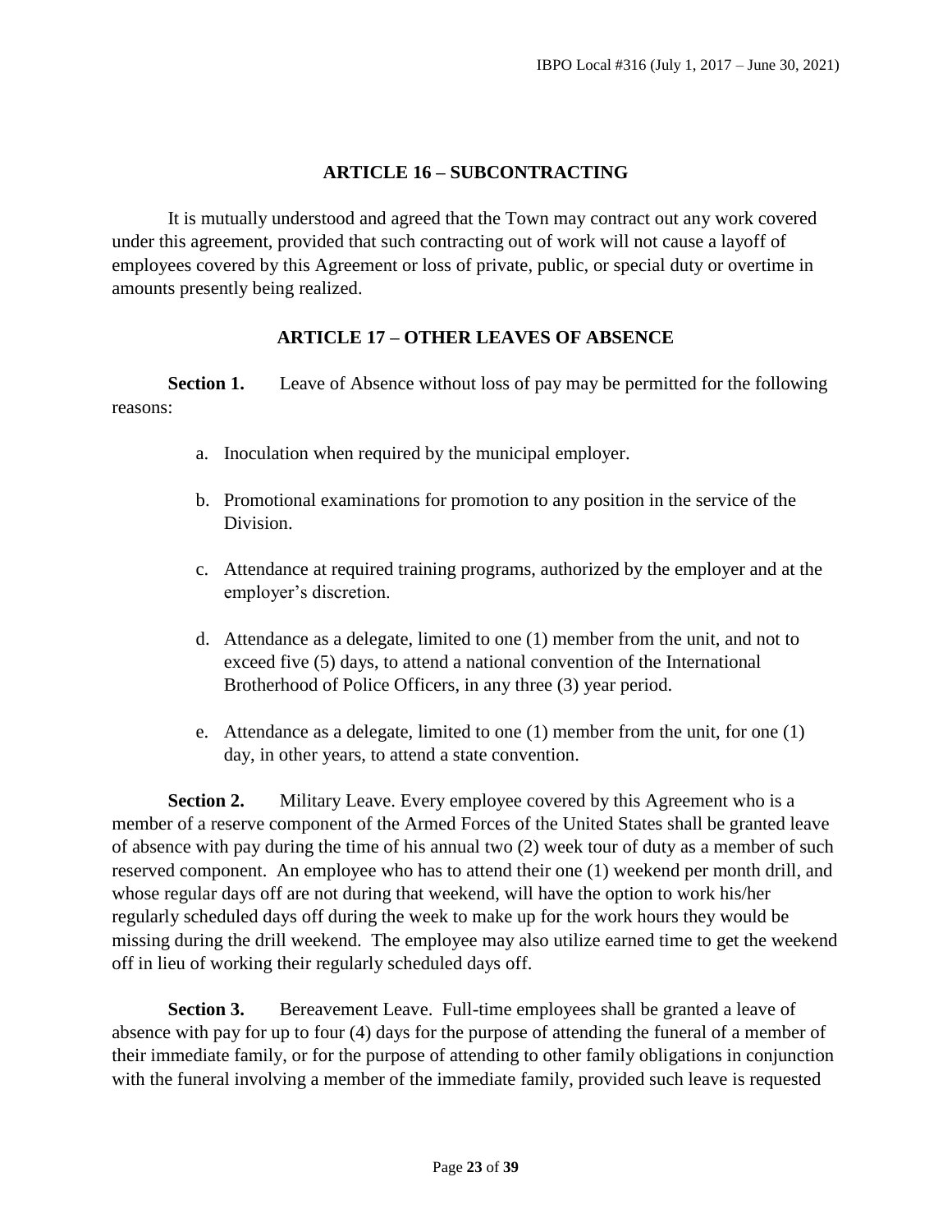## ARTICLE 16 – SUBCONTRACTING

It is mutually understood and agreed that the Town may contract out any work covered under this agreement, provided that such contracting out of work will not cause a layoff of employees covered by this Agreement or loss of private, public, or special duty or overtime in amounts presently being realized.

## ARTICLE 17 – OTHER LEAVES OF ABSENCE

**Section 1.** Leave of Absence without loss of pay may be permitted for the following reasons:

a. Inoculation when required by the municipal employer.

b. Promotional examinations for promotion to any position in the service of the Division.

c. Attendance at required training programs, authorized by the employer and at the employer's discretion.

d. Attendance as a delegate, limited to one (1) member from the unit, and not to exceed five (5) days, to attend a national convention of the International Brotherhood of Police Officers, in any three (3) year period.

e. Attendance as a delegate, limited to one (1) member from the unit, for one (1) day, in other years, to attend a state convention.

**Section 2.** Military Leave. Every employee covered by this Agreement who is a member of a reserve component of the Armed Forces of the United States shall be granted leave of absence with pay during the time of his annual two (2) week tour of duty as a member of such reserved component. An employee who has to attend their one (1) weekend per month drill, and whose regular days off are not during that weekend, will have the option to work his/her regularly scheduled days off during the week to make up for the work hours they would be missing during the drill weekend. The employee may also utilize earned time to get the weekend off in lieu of working their regularly scheduled days off.

**Section 3.** Bereavement Leave. Full-time employees shall be granted a leave of absence with pay for up to four (4) days for the purpose of attending the funeral of a member of their immediate family, or for the purpose of attending to other family obligations in conjunction with the funeral involving a member of the immediate family, provided such leave is requested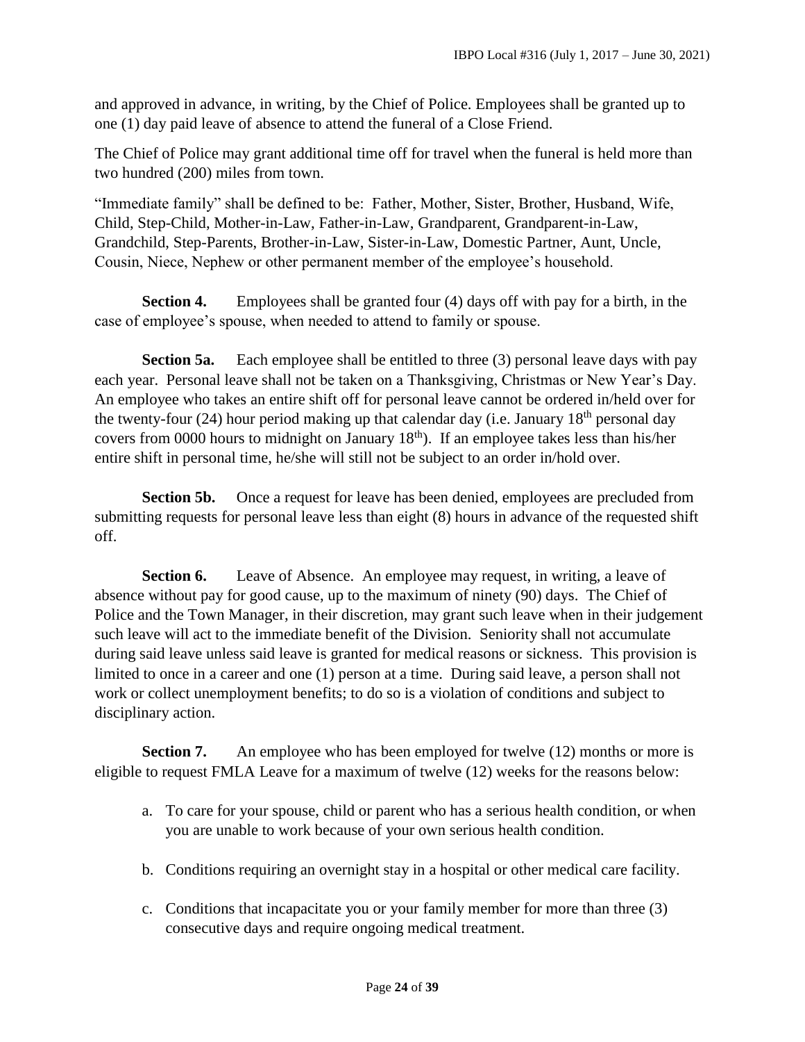and approved in advance, in writing, by the Chief of Police. Employees shall be granted up to one (1) day paid leave of absence to attend the funeral of a Close Friend.

The Chief of Police may grant additional time off for travel when the funeral is held more than two hundred (200) miles from town.

"Immediate family" shall be defined to be: Father, Mother, Sister, Brother, Husband, Wife, Child, Step-Child, Mother-in-Law, Father-in-Law, Grandparent, Grandparent-in-Law, Grandchild, Step-Parents, Brother-in-Law, Sister-in-Law, Domestic Partner, Aunt, Uncle, Cousin, Niece, Nephew or other permanent member of the employee's household.

**Section 4.** Employees shall be granted four (4) days off with pay for a birth, in the case of employee's spouse, when needed to attend to family or spouse.

**Section 5a.** Each employee shall be entitled to three (3) personal leave days with pay each year. Personal leave shall not be taken on a Thanksgiving, Christmas or New Year's Day. An employee who takes an entire shift off for personal leave cannot be ordered in/held over for the twenty-four (24) hour period making up that calendar day (i.e. January 18th personal day covers from 0000 hours to midnight on January 18th). If an employee takes less than his/her entire shift in personal time, he/she will still not be subject to an order in/hold over.

**Section 5b.** Once a request for leave has been denied, employees are precluded from submitting requests for personal leave less than eight (8) hours in advance of the requested shift off.

**Section 6.** Leave of Absence. An employee may request, in writing, a leave of absence without pay for good cause, up to the maximum of ninety (90) days. The Chief of Police and the Town Manager, in their discretion, may grant such leave when in their judgement such leave will act to the immediate benefit of the Division. Seniority shall not accumulate during said leave unless said leave is granted for medical reasons or sickness. This provision is limited to once in a career and one (1) person at a time. During said leave, a person shall not work or collect unemployment benefits; to do so is a violation of conditions and subject to disciplinary action.

**Section 7.** An employee who has been employed for twelve (12) months or more is eligible to request FMLA Leave for a maximum of twelve (12) weeks for the reasons below:

a. To care for your spouse, child or parent who has a serious health condition, or when you are unable to work because of your own serious health condition.

b. Conditions requiring an overnight stay in a hospital or other medical care facility.

c. Conditions that incapacitate you or your family member for more than three (3) consecutive days and require ongoing medical treatment.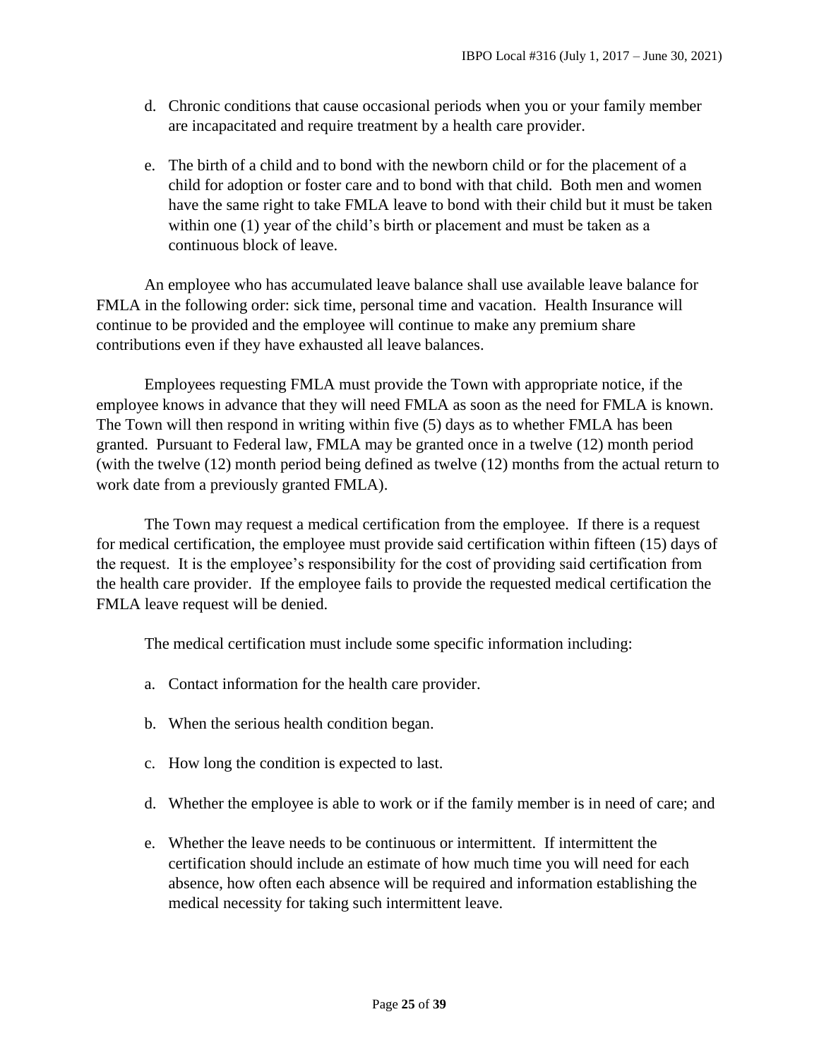d. Chronic conditions that cause occasional periods when you or your family member are incapacitated and require treatment by a health care provider.

e. The birth of a child and to bond with the newborn child or for the placement of a child for adoption or foster care and to bond with that child. Both men and women have the same right to take FMLA leave to bond with their child but it must be taken within one (1) year of the child's birth or placement and must be taken as a continuous block of leave.

An employee who has accumulated leave balance shall use available leave balance for FMLA in the following order: sick time, personal time and vacation. Health Insurance will continue to be provided and the employee will continue to make any premium share contributions even if they have exhausted all leave balances.

Employees requesting FMLA must provide the Town with appropriate notice, if the employee knows in advance that they will need FMLA as soon as the need for FMLA is known. The Town will then respond in writing within five (5) days as to whether FMLA has been granted. Pursuant to Federal law, FMLA may be granted once in a twelve (12) month period (with the twelve (12) month period being defined as twelve (12) months from the actual return to work date from a previously granted FMLA).

The Town may request a medical certification from the employee. If there is a request for medical certification, the employee must provide said certification within fifteen (15) days of the request. It is the employee's responsibility for the cost of providing said certification from the health care provider. If the employee fails to provide the requested medical certification the FMLA leave request will be denied.

The medical certification must include some specific information including:

a. Contact information for the health care provider.

b. When the serious health condition began.

c. How long the condition is expected to last.

d. Whether the employee is able to work or if the family member is in need of care; and

e. Whether the leave needs to be continuous or intermittent. If intermittent the certification should include an estimate of how much time you will need for each absence, how often each absence will be required and information establishing the medical necessity for taking such intermittent leave.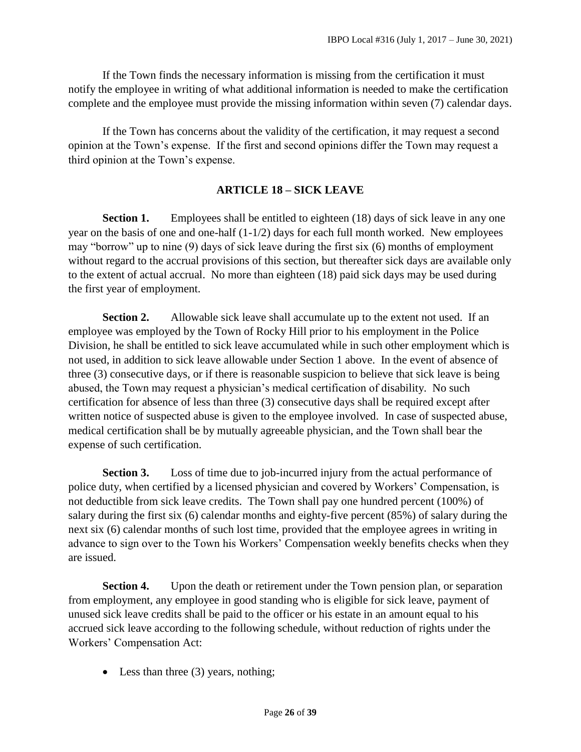If the Town finds the necessary information is missing from the certification it must notify the employee in writing of what additional information is needed to make the certification complete and the employee must provide the missing information within seven (7) calendar days.

If the Town has concerns about the validity of the certification, it may request a second opinion at the Town's expense. If the first and second opinions differ the Town may request a third opinion at the Town's expense.

## ARTICLE 18 – SICK LEAVE

**Section 1.** Employees shall be entitled to eighteen (18) days of sick leave in any one year on the basis of one and one-half (1-1/2) days for each full month worked. New employees may "borrow" up to nine (9) days of sick leave during the first six (6) months of employment without regard to the accrual provisions of this section, but thereafter sick days are available only to the extent of actual accrual. No more than eighteen (18) paid sick days may be used during the first year of employment.

**Section 2.** Allowable sick leave shall accumulate up to the extent not used. If an employee was employed by the Town of Rocky Hill prior to his employment in the Police Division, he shall be entitled to sick leave accumulated while in such other employment which is not used, in addition to sick leave allowable under Section 1 above. In the event of absence of three (3) consecutive days, or if there is reasonable suspicion to believe that sick leave is being abused, the Town may request a physician's medical certification of disability. No such certification for absence of less than three (3) consecutive days shall be required except after written notice of suspected abuse is given to the employee involved. In case of suspected abuse, medical certification shall be by mutually agreeable physician, and the Town shall bear the expense of such certification.

**Section 3.** Loss of time due to job-incurred injury from the actual performance of police duty, when certified by a licensed physician and covered by Workers' Compensation, is not deductible from sick leave credits. The Town shall pay one hundred percent (100%) of salary during the first six (6) calendar months and eighty-five percent (85%) of salary during the next six (6) calendar months of such lost time, provided that the employee agrees in writing in advance to sign over to the Town his Workers' Compensation weekly benefits checks when they are issued.

**Section 4.** Upon the death or retirement under the Town pension plan, or separation from employment, any employee in good standing who is eligible for sick leave, payment of unused sick leave credits shall be paid to the officer or his estate in an amount equal to his accrued sick leave according to the following schedule, without reduction of rights under the Workers' Compensation Act:

- Less than three (3) years, nothing;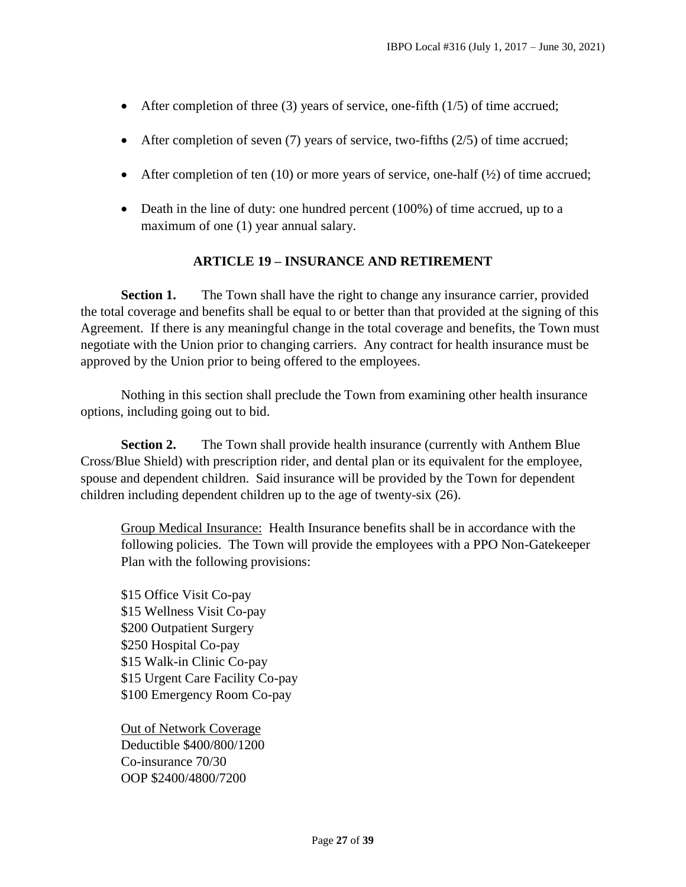- After completion of three (3) years of service, one-fifth (1/5) of time accrued;
- After completion of seven (7) years of service, two-fifths (2/5) of time accrued;
- After completion of ten (10) or more years of service, one-half (½) of time accrued;
- Death in the line of duty: one hundred percent (100%) of time accrued, up to a maximum of one (1) year annual salary.

## ARTICLE 19 – INSURANCE AND RETIREMENT

**Section 1.** The Town shall have the right to change any insurance carrier, provided the total coverage and benefits shall be equal to or better than that provided at the signing of this Agreement. If there is any meaningful change in the total coverage and benefits, the Town must negotiate with the Union prior to changing carriers. Any contract for health insurance must be approved by the Union prior to being offered to the employees.

Nothing in this section shall preclude the Town from examining other health insurance options, including going out to bid.

**Section 2.** The Town shall provide health insurance (currently with Anthem Blue Cross/Blue Shield) with prescription rider, and dental plan or its equivalent for the employee, spouse and dependent children. Said insurance will be provided by the Town for dependent children including dependent children up to the age of twenty-six (26).

Group Medical Insurance: Health Insurance benefits shall be in accordance with the following policies. The Town will provide the employees with a PPO Non-Gatekeeper Plan with the following provisions:

$15 Office Visit Co-pay
$15 Wellness Visit Co-pay
$200 Outpatient Surgery
$250 Hospital Co-pay
$15 Walk-in Clinic Co-pay
$15 Urgent Care Facility Co-pay
$100 Emergency Room Co-pay

Out of Network Coverage
Deductible $400/800/1200
Co-insurance 70/30
OOP $2400/4800/7200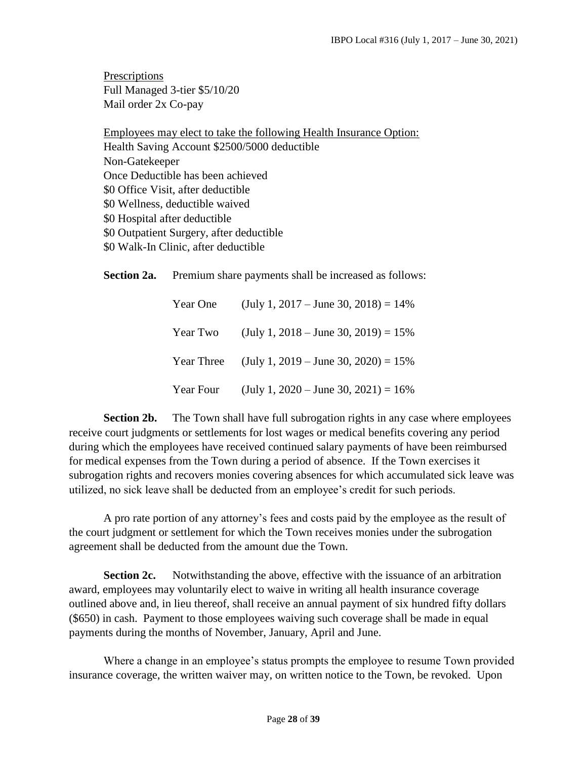<u>Prescriptions</u>
Full Managed 3-tier $5/10/20
Mail order 2x Co-pay

<u>Employees may elect to take the following Health Insurance Option:</u>
Health Saving Account $2500/5000 deductible
Non-Gatekeeper
Once Deductible has been achieved
$0 Office Visit, after deductible
$0 Wellness, deductible waived
$0 Hospital after deductible
$0 Outpatient Surgery, after deductible
$0 Walk-In Clinic, after deductible

**Section 2a.** Premium share payments shall be increased as follows:

| | |
|---|---|
| Year One | (July 1, 2017 – June 30, 2018) = 14% |
| Year Two | (July 1, 2018 – June 30, 2019) = 15% |
| Year Three | (July 1, 2019 – June 30, 2020) = 15% |
| Year Four | (July 1, 2020 – June 30, 2021) = 16% |

**Section 2b.** The Town shall have full subrogation rights in any case where employees receive court judgments or settlements for lost wages or medical benefits covering any period during which the employees have received continued salary payments of have been reimbursed for medical expenses from the Town during a period of absence. If the Town exercises it subrogation rights and recovers monies covering absences for which accumulated sick leave was utilized, no sick leave shall be deducted from an employee's credit for such periods.

A pro rate portion of any attorney's fees and costs paid by the employee as the result of the court judgment or settlement for which the Town receives monies under the subrogation agreement shall be deducted from the amount due the Town.

**Section 2c.** Notwithstanding the above, effective with the issuance of an arbitration award, employees may voluntarily elect to waive in writing all health insurance coverage outlined above and, in lieu thereof, shall receive an annual payment of six hundred fifty dollars ($650) in cash. Payment to those employees waiving such coverage shall be made in equal payments during the months of November, January, April and June.

Where a change in an employee's status prompts the employee to resume Town provided insurance coverage, the written waiver may, on written notice to the Town, be revoked. Upon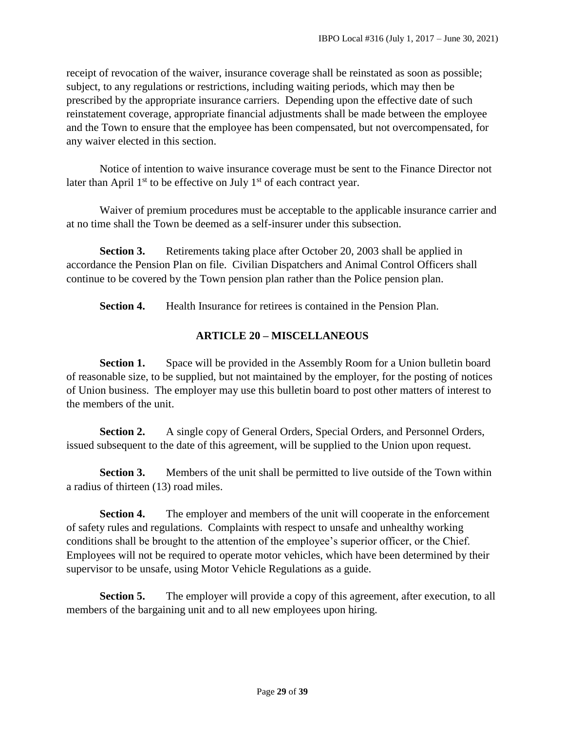receipt of revocation of the waiver, insurance coverage shall be reinstated as soon as possible; subject, to any regulations or restrictions, including waiting periods, which may then be prescribed by the appropriate insurance carriers. Depending upon the effective date of such reinstatement coverage, appropriate financial adjustments shall be made between the employee and the Town to ensure that the employee has been compensated, but not overcompensated, for any waiver elected in this section.

Notice of intention to waive insurance coverage must be sent to the Finance Director not later than April 1st to be effective on July 1st of each contract year.

Waiver of premium procedures must be acceptable to the applicable insurance carrier and at no time shall the Town be deemed as a self-insurer under this subsection.

**Section 3.** Retirements taking place after October 20, 2003 shall be applied in accordance the Pension Plan on file. Civilian Dispatchers and Animal Control Officers shall continue to be covered by the Town pension plan rather than the Police pension plan.

**Section 4.** Health Insurance for retirees is contained in the Pension Plan.

## ARTICLE 20 – MISCELLANEOUS

**Section 1.** Space will be provided in the Assembly Room for a Union bulletin board of reasonable size, to be supplied, but not maintained by the employer, for the posting of notices of Union business. The employer may use this bulletin board to post other matters of interest to the members of the unit.

**Section 2.** A single copy of General Orders, Special Orders, and Personnel Orders, issued subsequent to the date of this agreement, will be supplied to the Union upon request.

**Section 3.** Members of the unit shall be permitted to live outside of the Town within a radius of thirteen (13) road miles.

**Section 4.** The employer and members of the unit will cooperate in the enforcement of safety rules and regulations. Complaints with respect to unsafe and unhealthy working conditions shall be brought to the attention of the employee's superior officer, or the Chief. Employees will not be required to operate motor vehicles, which have been determined by their supervisor to be unsafe, using Motor Vehicle Regulations as a guide.

**Section 5.** The employer will provide a copy of this agreement, after execution, to all members of the bargaining unit and to all new employees upon hiring.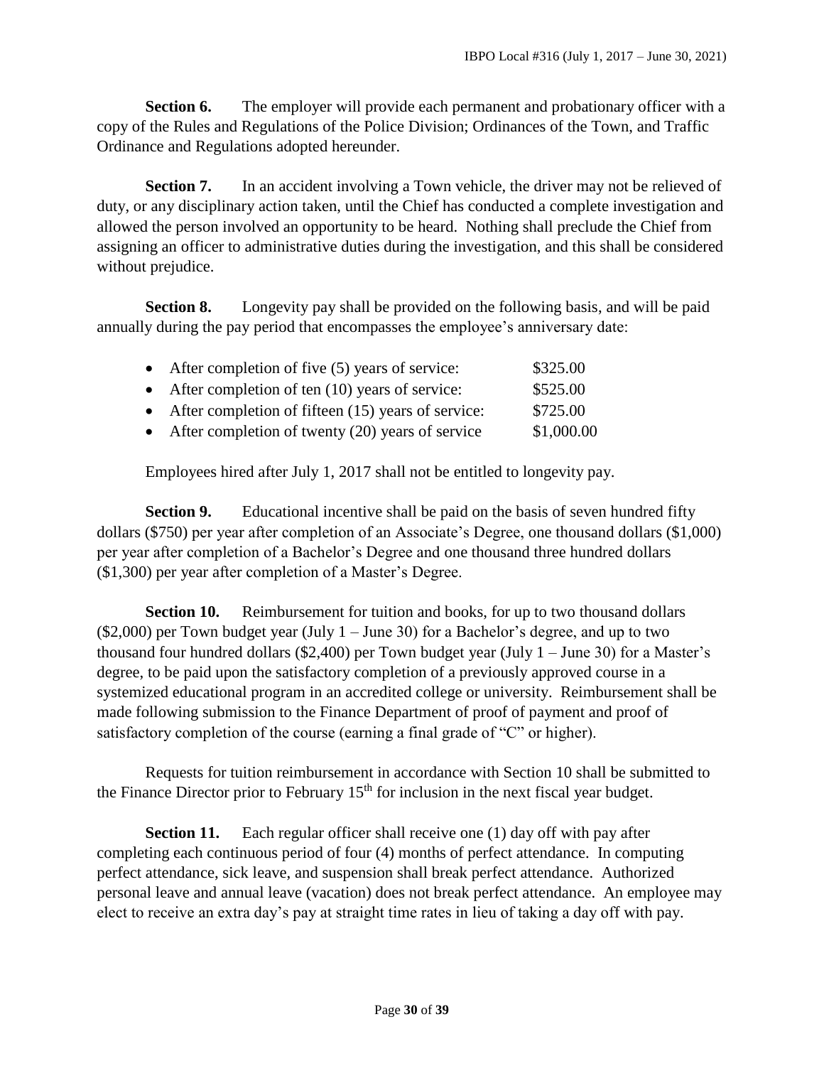**Section 6.** The employer will provide each permanent and probationary officer with a copy of the Rules and Regulations of the Police Division; Ordinances of the Town, and Traffic Ordinance and Regulations adopted hereunder.

**Section 7.** In an accident involving a Town vehicle, the driver may not be relieved of duty, or any disciplinary action taken, until the Chief has conducted a complete investigation and allowed the person involved an opportunity to be heard. Nothing shall preclude the Chief from assigning an officer to administrative duties during the investigation, and this shall be considered without prejudice.

**Section 8.** Longevity pay shall be provided on the following basis, and will be paid annually during the pay period that encompasses the employee's anniversary date:

- After completion of five (5) years of service: $325.00
- After completion of ten (10) years of service: $525.00
- After completion of fifteen (15) years of service: $725.00
- After completion of twenty (20) years of service $1,000.00

Employees hired after July 1, 2017 shall not be entitled to longevity pay.

**Section 9.** Educational incentive shall be paid on the basis of seven hundred fifty dollars ($750) per year after completion of an Associate's Degree, one thousand dollars ($1,000) per year after completion of a Bachelor's Degree and one thousand three hundred dollars ($1,300) per year after completion of a Master's Degree.

**Section 10.** Reimbursement for tuition and books, for up to two thousand dollars ($2,000) per Town budget year (July 1 – June 30) for a Bachelor's degree, and up to two thousand four hundred dollars ($2,400) per Town budget year (July 1 – June 30) for a Master's degree, to be paid upon the satisfactory completion of a previously approved course in a systemized educational program in an accredited college or university. Reimbursement shall be made following submission to the Finance Department of proof of payment and proof of satisfactory completion of the course (earning a final grade of "C" or higher).

Requests for tuition reimbursement in accordance with Section 10 shall be submitted to the Finance Director prior to February 15th for inclusion in the next fiscal year budget.

**Section 11.** Each regular officer shall receive one (1) day off with pay after completing each continuous period of four (4) months of perfect attendance. In computing perfect attendance, sick leave, and suspension shall break perfect attendance. Authorized personal leave and annual leave (vacation) does not break perfect attendance. An employee may elect to receive an extra day's pay at straight time rates in lieu of taking a day off with pay.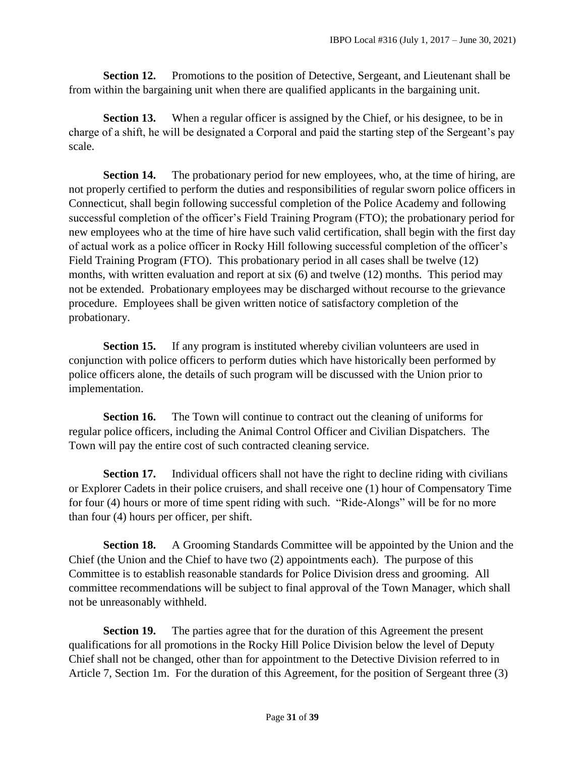**Section 12.** Promotions to the position of Detective, Sergeant, and Lieutenant shall be from within the bargaining unit when there are qualified applicants in the bargaining unit.

**Section 13.** When a regular officer is assigned by the Chief, or his designee, to be in charge of a shift, he will be designated a Corporal and paid the starting step of the Sergeant's pay scale.

**Section 14.** The probationary period for new employees, who, at the time of hiring, are not properly certified to perform the duties and responsibilities of regular sworn police officers in Connecticut, shall begin following successful completion of the Police Academy and following successful completion of the officer's Field Training Program (FTO); the probationary period for new employees who at the time of hire have such valid certification, shall begin with the first day of actual work as a police officer in Rocky Hill following successful completion of the officer's Field Training Program (FTO). This probationary period in all cases shall be twelve (12) months, with written evaluation and report at six (6) and twelve (12) months. This period may not be extended. Probationary employees may be discharged without recourse to the grievance procedure. Employees shall be given written notice of satisfactory completion of the probationary.

**Section 15.** If any program is instituted whereby civilian volunteers are used in conjunction with police officers to perform duties which have historically been performed by police officers alone, the details of such program will be discussed with the Union prior to implementation.

**Section 16.** The Town will continue to contract out the cleaning of uniforms for regular police officers, including the Animal Control Officer and Civilian Dispatchers. The Town will pay the entire cost of such contracted cleaning service.

**Section 17.** Individual officers shall not have the right to decline riding with civilians or Explorer Cadets in their police cruisers, and shall receive one (1) hour of Compensatory Time for four (4) hours or more of time spent riding with such. "Ride-Alongs" will be for no more than four (4) hours per officer, per shift.

**Section 18.** A Grooming Standards Committee will be appointed by the Union and the Chief (the Union and the Chief to have two (2) appointments each). The purpose of this Committee is to establish reasonable standards for Police Division dress and grooming. All committee recommendations will be subject to final approval of the Town Manager, which shall not be unreasonably withheld.

**Section 19.** The parties agree that for the duration of this Agreement the present qualifications for all promotions in the Rocky Hill Police Division below the level of Deputy Chief shall not be changed, other than for appointment to the Detective Division referred to in Article 7, Section 1m. For the duration of this Agreement, for the position of Sergeant three (3)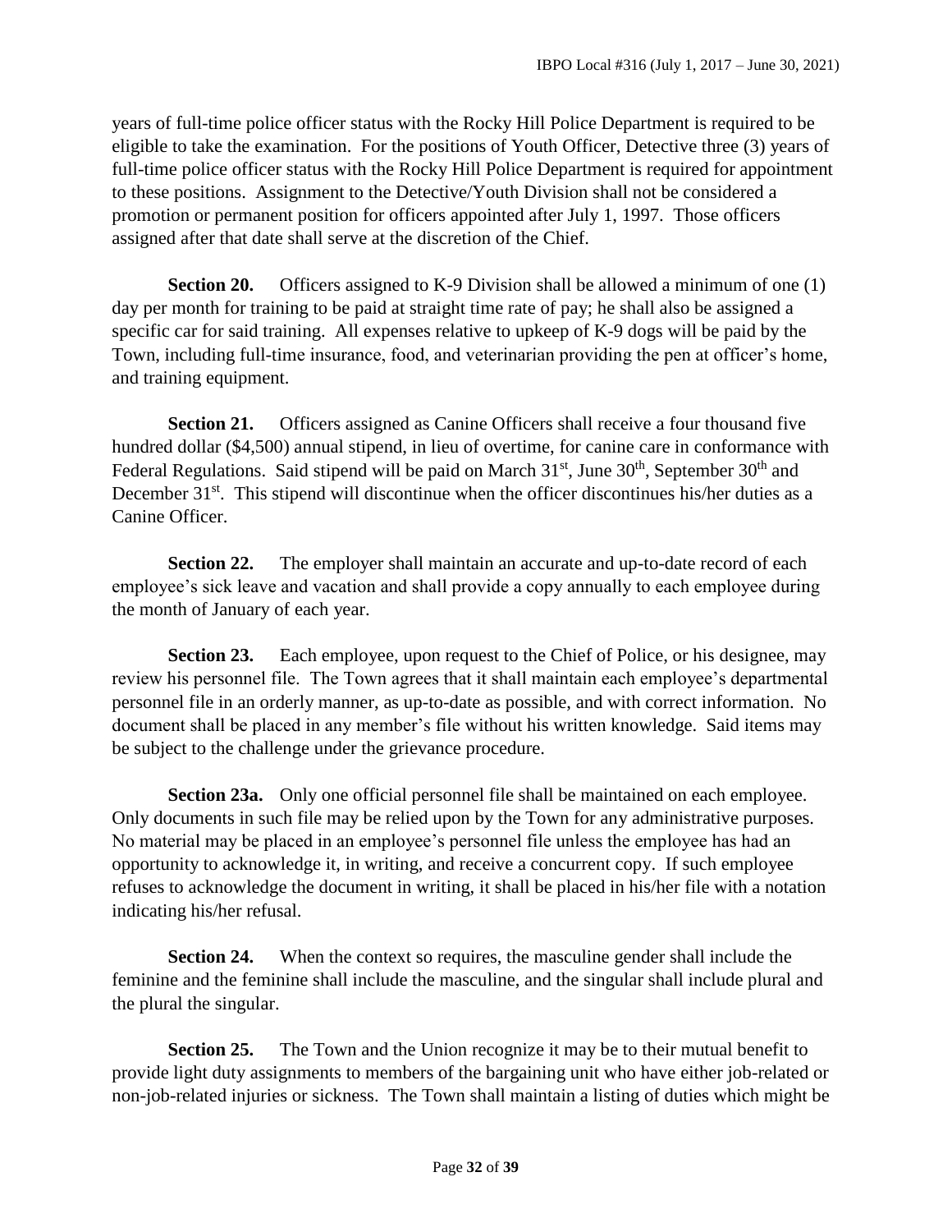years of full-time police officer status with the Rocky Hill Police Department is required to be eligible to take the examination. For the positions of Youth Officer, Detective three (3) years of full-time police officer status with the Rocky Hill Police Department is required for appointment to these positions. Assignment to the Detective/Youth Division shall not be considered a promotion or permanent position for officers appointed after July 1, 1997. Those officers assigned after that date shall serve at the discretion of the Chief.

**Section 20.** Officers assigned to K-9 Division shall be allowed a minimum of one (1) day per month for training to be paid at straight time rate of pay; he shall also be assigned a specific car for said training. All expenses relative to upkeep of K-9 dogs will be paid by the Town, including full-time insurance, food, and veterinarian providing the pen at officer's home, and training equipment.

**Section 21.** Officers assigned as Canine Officers shall receive a four thousand five hundred dollar ($4,500) annual stipend, in lieu of overtime, for canine care in conformance with Federal Regulations. Said stipend will be paid on March 31st, June 30th, September 30th and December 31st. This stipend will discontinue when the officer discontinues his/her duties as a Canine Officer.

**Section 22.** The employer shall maintain an accurate and up-to-date record of each employee's sick leave and vacation and shall provide a copy annually to each employee during the month of January of each year.

**Section 23.** Each employee, upon request to the Chief of Police, or his designee, may review his personnel file. The Town agrees that it shall maintain each employee's departmental personnel file in an orderly manner, as up-to-date as possible, and with correct information. No document shall be placed in any member's file without his written knowledge. Said items may be subject to the challenge under the grievance procedure.

**Section 23a.** Only one official personnel file shall be maintained on each employee. Only documents in such file may be relied upon by the Town for any administrative purposes. No material may be placed in an employee's personnel file unless the employee has had an opportunity to acknowledge it, in writing, and receive a concurrent copy. If such employee refuses to acknowledge the document in writing, it shall be placed in his/her file with a notation indicating his/her refusal.

**Section 24.** When the context so requires, the masculine gender shall include the feminine and the feminine shall include the masculine, and the singular shall include plural and the plural the singular.

**Section 25.** The Town and the Union recognize it may be to their mutual benefit to provide light duty assignments to members of the bargaining unit who have either job-related or non-job-related injuries or sickness. The Town shall maintain a listing of duties which might be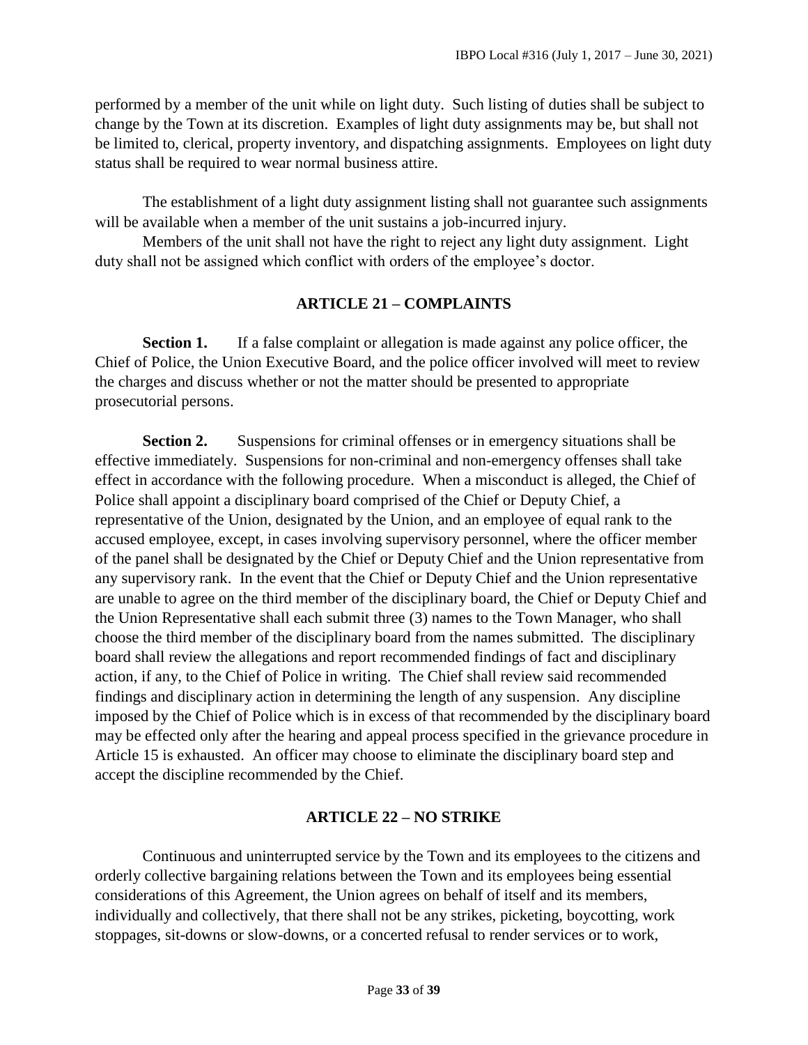performed by a member of the unit while on light duty. Such listing of duties shall be subject to change by the Town at its discretion. Examples of light duty assignments may be, but shall not be limited to, clerical, property inventory, and dispatching assignments. Employees on light duty status shall be required to wear normal business attire.

The establishment of a light duty assignment listing shall not guarantee such assignments will be available when a member of the unit sustains a job-incurred injury.

Members of the unit shall not have the right to reject any light duty assignment. Light duty shall not be assigned which conflict with orders of the employee's doctor.

## ARTICLE 21 – COMPLAINTS

**Section 1.** If a false complaint or allegation is made against any police officer, the Chief of Police, the Union Executive Board, and the police officer involved will meet to review the charges and discuss whether or not the matter should be presented to appropriate prosecutorial persons.

**Section 2.** Suspensions for criminal offenses or in emergency situations shall be effective immediately. Suspensions for non-criminal and non-emergency offenses shall take effect in accordance with the following procedure. When a misconduct is alleged, the Chief of Police shall appoint a disciplinary board comprised of the Chief or Deputy Chief, a representative of the Union, designated by the Union, and an employee of equal rank to the accused employee, except, in cases involving supervisory personnel, where the officer member of the panel shall be designated by the Chief or Deputy Chief and the Union representative from any supervisory rank. In the event that the Chief or Deputy Chief and the Union representative are unable to agree on the third member of the disciplinary board, the Chief or Deputy Chief and the Union Representative shall each submit three (3) names to the Town Manager, who shall choose the third member of the disciplinary board from the names submitted. The disciplinary board shall review the allegations and report recommended findings of fact and disciplinary action, if any, to the Chief of Police in writing. The Chief shall review said recommended findings and disciplinary action in determining the length of any suspension. Any discipline imposed by the Chief of Police which is in excess of that recommended by the disciplinary board may be effected only after the hearing and appeal process specified in the grievance procedure in Article 15 is exhausted. An officer may choose to eliminate the disciplinary board step and accept the discipline recommended by the Chief.

## ARTICLE 22 – NO STRIKE

Continuous and uninterrupted service by the Town and its employees to the citizens and orderly collective bargaining relations between the Town and its employees being essential considerations of this Agreement, the Union agrees on behalf of itself and its members, individually and collectively, that there shall not be any strikes, picketing, boycotting, work stoppages, sit-downs or slow-downs, or a concerted refusal to render services or to work,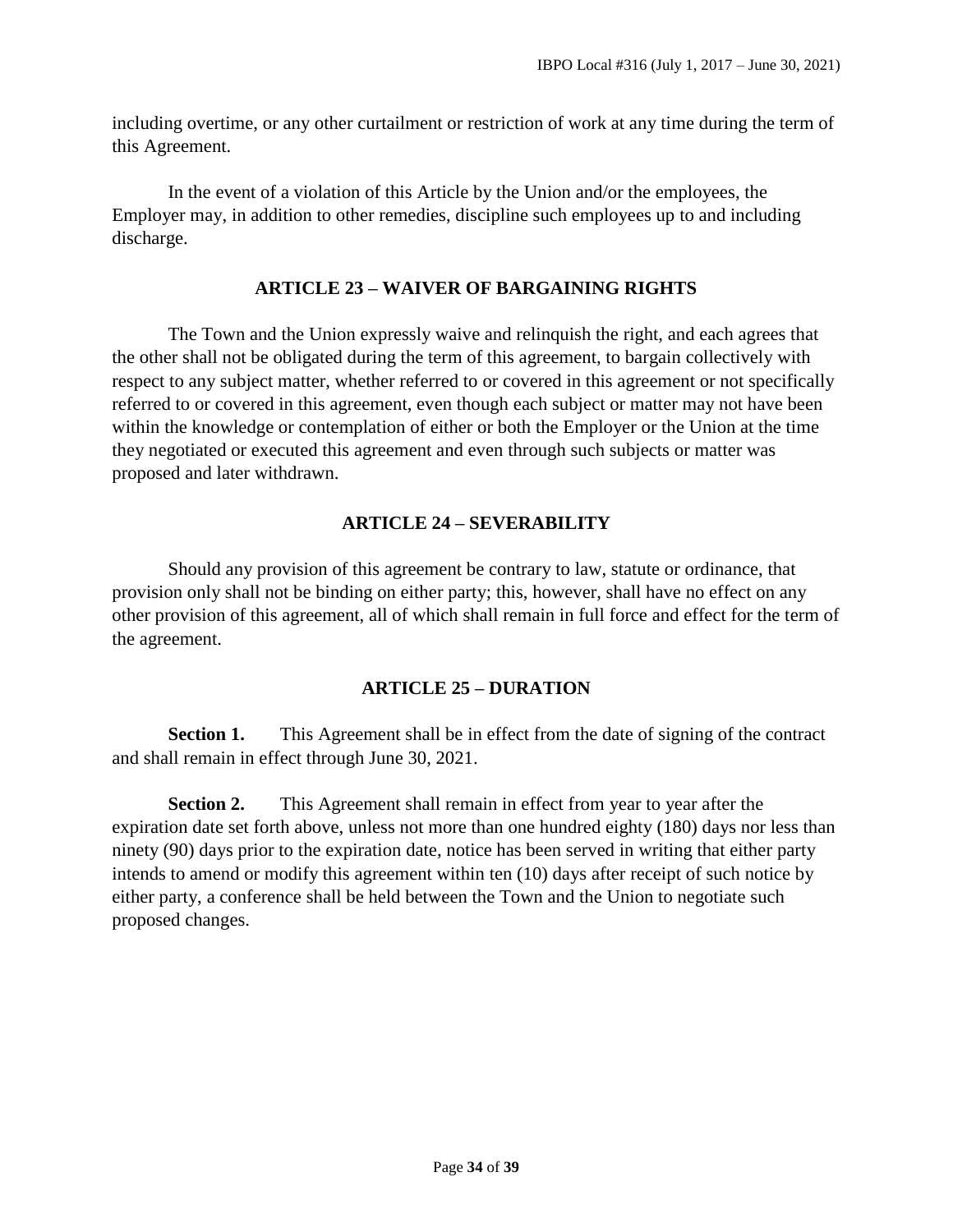including overtime, or any other curtailment or restriction of work at any time during the term of this Agreement.

In the event of a violation of this Article by the Union and/or the employees, the Employer may, in addition to other remedies, discipline such employees up to and including discharge.

## ARTICLE 23 – WAIVER OF BARGAINING RIGHTS

The Town and the Union expressly waive and relinquish the right, and each agrees that the other shall not be obligated during the term of this agreement, to bargain collectively with respect to any subject matter, whether referred to or covered in this agreement or not specifically referred to or covered in this agreement, even though each subject or matter may not have been within the knowledge or contemplation of either or both the Employer or the Union at the time they negotiated or executed this agreement and even through such subjects or matter was proposed and later withdrawn.

## ARTICLE 24 – SEVERABILITY

Should any provision of this agreement be contrary to law, statute or ordinance, that provision only shall not be binding on either party; this, however, shall have no effect on any other provision of this agreement, all of which shall remain in full force and effect for the term of the agreement.

## ARTICLE 25 – DURATION

**Section 1.** This Agreement shall be in effect from the date of signing of the contract and shall remain in effect through June 30, 2021.

**Section 2.** This Agreement shall remain in effect from year to year after the expiration date set forth above, unless not more than one hundred eighty (180) days nor less than ninety (90) days prior to the expiration date, notice has been served in writing that either party intends to amend or modify this agreement within ten (10) days after receipt of such notice by either party, a conference shall be held between the Town and the Union to negotiate such proposed changes.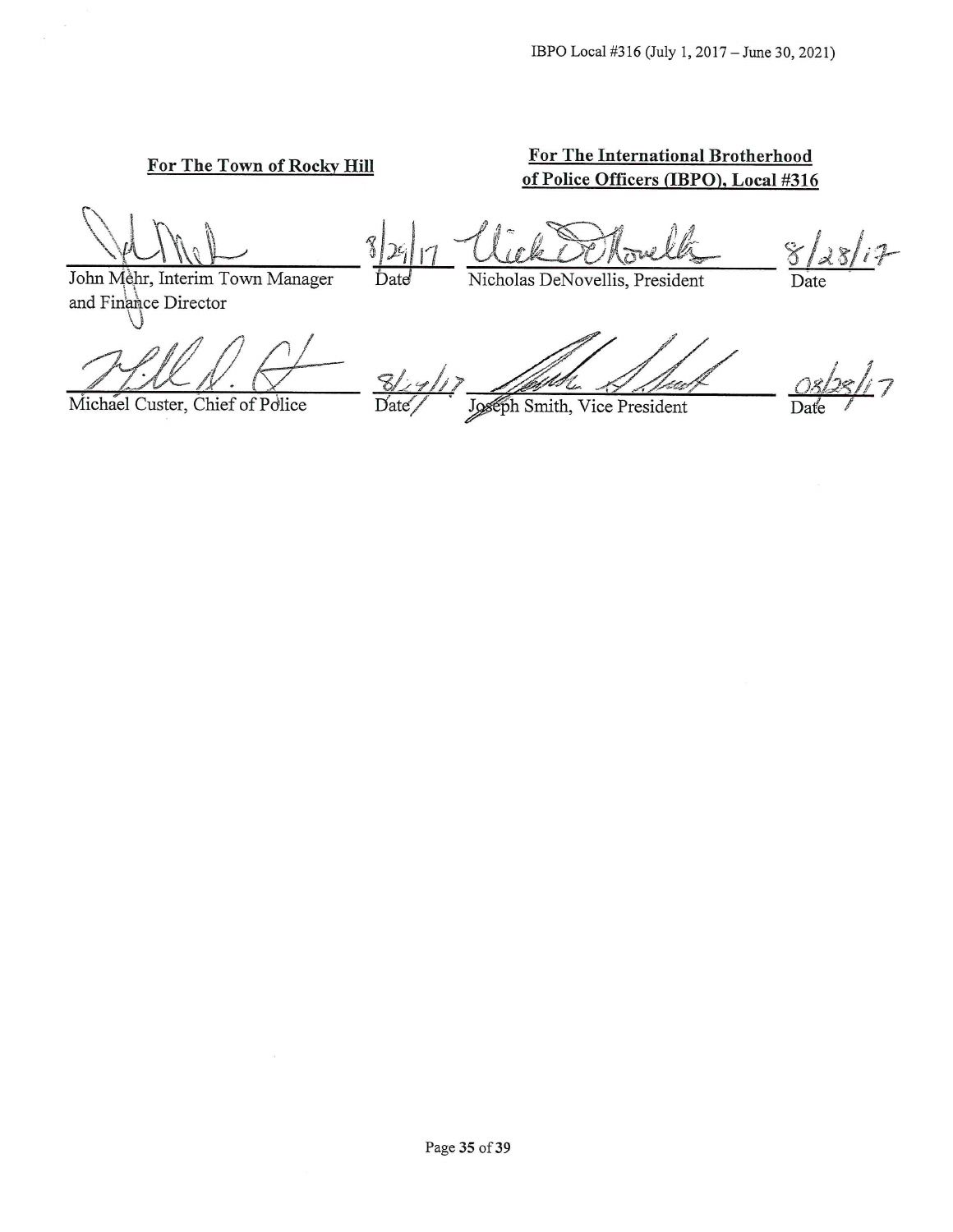| For The Town of Rocky Hill | | For The International Brotherhood of Police Officers (IBPO), Local #316 | |
|---|---|---|---|
| John Mehr, Interim Town Manager and Finance Director | 8/29/17 Date | Nicholas DeNovellis, President | 8/28/17 Date |
| Michael Custer, Chief of Police | 8/29/17 Date | Joseph Smith, Vice President | 08/28/17 Date |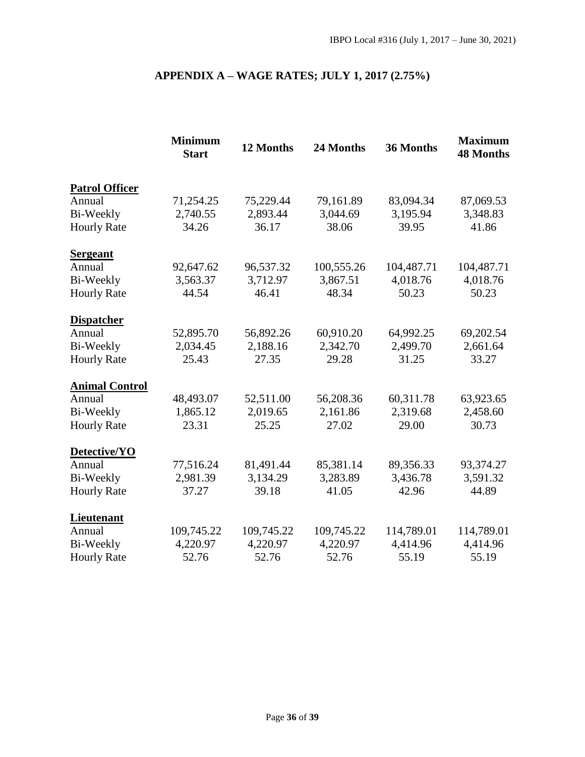# APPENDIX A – WAGE RATES; JULY 1, 2017 (2.75%)

| | Minimum Start | 12 Months | 24 Months | 36 Months | Maximum 48 Months |
|---|---|---|---|---|---|
| **Patrol Officer** | | | | | |
| Annual | 71,254.25 | 75,229.44 | 79,161.89 | 83,094.34 | 87,069.53 |
| Bi-Weekly | 2,740.55 | 2,893.44 | 3,044.69 | 3,195.94 | 3,348.83 |
| Hourly Rate | 34.26 | 36.17 | 38.06 | 39.95 | 41.86 |
| **Sergeant** | | | | | |
| Annual | 92,647.62 | 96,537.32 | 100,555.26 | 104,487.71 | 104,487.71 |
| Bi-Weekly | 3,563.37 | 3,712.97 | 3,867.51 | 4,018.76 | 4,018.76 |
| Hourly Rate | 44.54 | 46.41 | 48.34 | 50.23 | 50.23 |
| **Dispatcher** | | | | | |
| Annual | 52,895.70 | 56,892.26 | 60,910.20 | 64,992.25 | 69,202.54 |
| Bi-Weekly | 2,034.45 | 2,188.16 | 2,342.70 | 2,499.70 | 2,661.64 |
| Hourly Rate | 25.43 | 27.35 | 29.28 | 31.25 | 33.27 |
| **Animal Control** | | | | | |
| Annual | 48,493.07 | 52,511.00 | 56,208.36 | 60,311.78 | 63,923.65 |
| Bi-Weekly | 1,865.12 | 2,019.65 | 2,161.86 | 2,319.68 | 2,458.60 |
| Hourly Rate | 23.31 | 25.25 | 27.02 | 29.00 | 30.73 |
| **Detective/YO** | | | | | |
| Annual | 77,516.24 | 81,491.44 | 85,381.14 | 89,356.33 | 93,374.27 |
| Bi-Weekly | 2,981.39 | 3,134.29 | 3,283.89 | 3,436.78 | 3,591.32 |
| Hourly Rate | 37.27 | 39.18 | 41.05 | 42.96 | 44.89 |
| **Lieutenant** | | | | | |
| Annual | 109,745.22 | 109,745.22 | 109,745.22 | 114,789.01 | 114,789.01 |
| Bi-Weekly | 4,220.97 | 4,220.97 | 4,220.97 | 4,414.96 | 4,414.96 |
| Hourly Rate | 52.76 | 52.76 | 52.76 | 55.19 | 55.19 |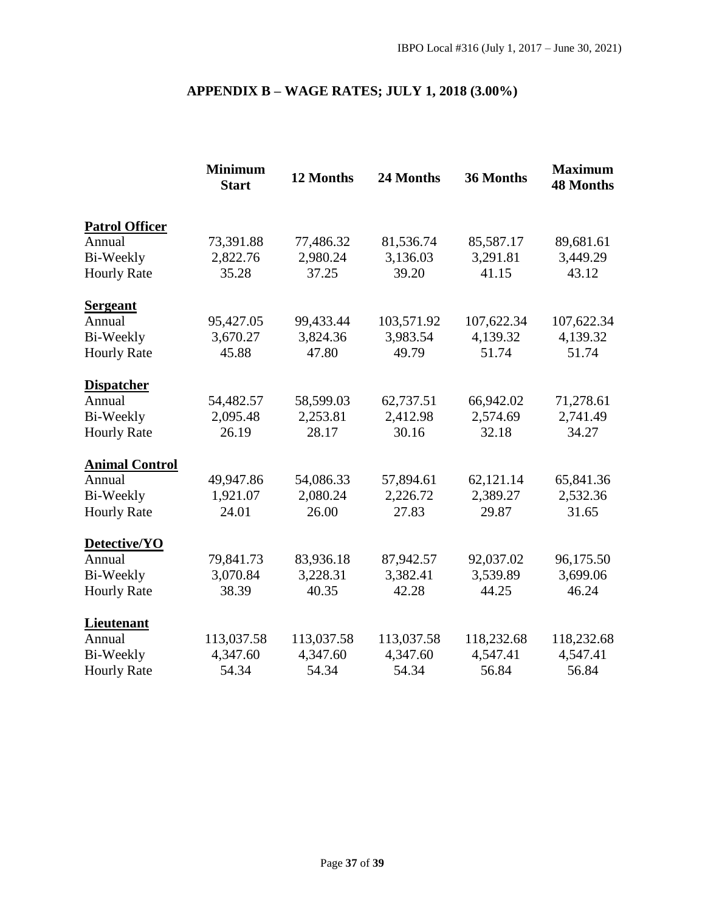## APPENDIX B – WAGE RATES; JULY 1, 2018 (3.00%)

| | Minimum Start | 12 Months | 24 Months | 36 Months | Maximum 48 Months |
|---|---|---|---|---|---|
| **Patrol Officer** | | | | | |
| Annual | 73,391.88 | 77,486.32 | 81,536.74 | 85,587.17 | 89,681.61 |
| Bi-Weekly | 2,822.76 | 2,980.24 | 3,136.03 | 3,291.81 | 3,449.29 |
| Hourly Rate | 35.28 | 37.25 | 39.20 | 41.15 | 43.12 |
| **Sergeant** | | | | | |
| Annual | 95,427.05 | 99,433.44 | 103,571.92 | 107,622.34 | 107,622.34 |
| Bi-Weekly | 3,670.27 | 3,824.36 | 3,983.54 | 4,139.32 | 4,139.32 |
| Hourly Rate | 45.88 | 47.80 | 49.79 | 51.74 | 51.74 |
| **Dispatcher** | | | | | |
| Annual | 54,482.57 | 58,599.03 | 62,737.51 | 66,942.02 | 71,278.61 |
| Bi-Weekly | 2,095.48 | 2,253.81 | 2,412.98 | 2,574.69 | 2,741.49 |
| Hourly Rate | 26.19 | 28.17 | 30.16 | 32.18 | 34.27 |
| **Animal Control** | | | | | |
| Annual | 49,947.86 | 54,086.33 | 57,894.61 | 62,121.14 | 65,841.36 |
| Bi-Weekly | 1,921.07 | 2,080.24 | 2,226.72 | 2,389.27 | 2,532.36 |
| Hourly Rate | 24.01 | 26.00 | 27.83 | 29.87 | 31.65 |
| **Detective/YO** | | | | | |
| Annual | 79,841.73 | 83,936.18 | 87,942.57 | 92,037.02 | 96,175.50 |
| Bi-Weekly | 3,070.84 | 3,228.31 | 3,382.41 | 3,539.89 | 3,699.06 |
| Hourly Rate | 38.39 | 40.35 | 42.28 | 44.25 | 46.24 |
| **Lieutenant** | | | | | |
| Annual | 113,037.58 | 113,037.58 | 113,037.58 | 118,232.68 | 118,232.68 |
| Bi-Weekly | 4,347.60 | 4,347.60 | 4,347.60 | 4,547.41 | 4,547.41 |
| Hourly Rate | 54.34 | 54.34 | 54.34 | 56.84 | 56.84 |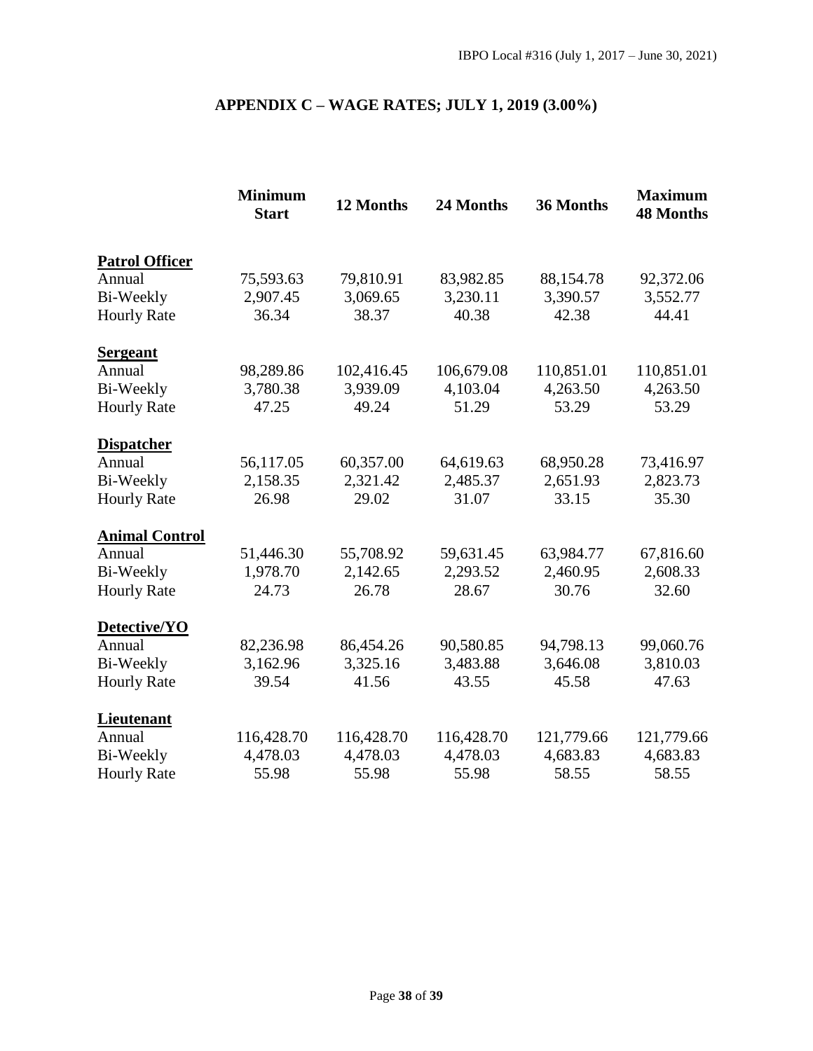# APPENDIX C – WAGE RATES; JULY 1, 2019 (3.00%)

| | Minimum Start | 12 Months | 24 Months | 36 Months | Maximum 48 Months |
|---|---|---|---|---|---|
| **Patrol Officer** | | | | | |
| Annual | 75,593.63 | 79,810.91 | 83,982.85 | 88,154.78 | 92,372.06 |
| Bi-Weekly | 2,907.45 | 3,069.65 | 3,230.11 | 3,390.57 | 3,552.77 |
| Hourly Rate | 36.34 | 38.37 | 40.38 | 42.38 | 44.41 |
| **Sergeant** | | | | | |
| Annual | 98,289.86 | 102,416.45 | 106,679.08 | 110,851.01 | 110,851.01 |
| Bi-Weekly | 3,780.38 | 3,939.09 | 4,103.04 | 4,263.50 | 4,263.50 |
| Hourly Rate | 47.25 | 49.24 | 51.29 | 53.29 | 53.29 |
| **Dispatcher** | | | | | |
| Annual | 56,117.05 | 60,357.00 | 64,619.63 | 68,950.28 | 73,416.97 |
| Bi-Weekly | 2,158.35 | 2,321.42 | 2,485.37 | 2,651.93 | 2,823.73 |
| Hourly Rate | 26.98 | 29.02 | 31.07 | 33.15 | 35.30 |
| **Animal Control** | | | | | |
| Annual | 51,446.30 | 55,708.92 | 59,631.45 | 63,984.77 | 67,816.60 |
| Bi-Weekly | 1,978.70 | 2,142.65 | 2,293.52 | 2,460.95 | 2,608.33 |
| Hourly Rate | 24.73 | 26.78 | 28.67 | 30.76 | 32.60 |
| **Detective/YO** | | | | | |
| Annual | 82,236.98 | 86,454.26 | 90,580.85 | 94,798.13 | 99,060.76 |
| Bi-Weekly | 3,162.96 | 3,325.16 | 3,483.88 | 3,646.08 | 3,810.03 |
| Hourly Rate | 39.54 | 41.56 | 43.55 | 45.58 | 47.63 |
| **Lieutenant** | | | | | |
| Annual | 116,428.70 | 116,428.70 | 116,428.70 | 121,779.66 | 121,779.66 |
| Bi-Weekly | 4,478.03 | 4,478.03 | 4,478.03 | 4,683.83 | 4,683.83 |
| Hourly Rate | 55.98 | 55.98 | 55.98 | 58.55 | 58.55 |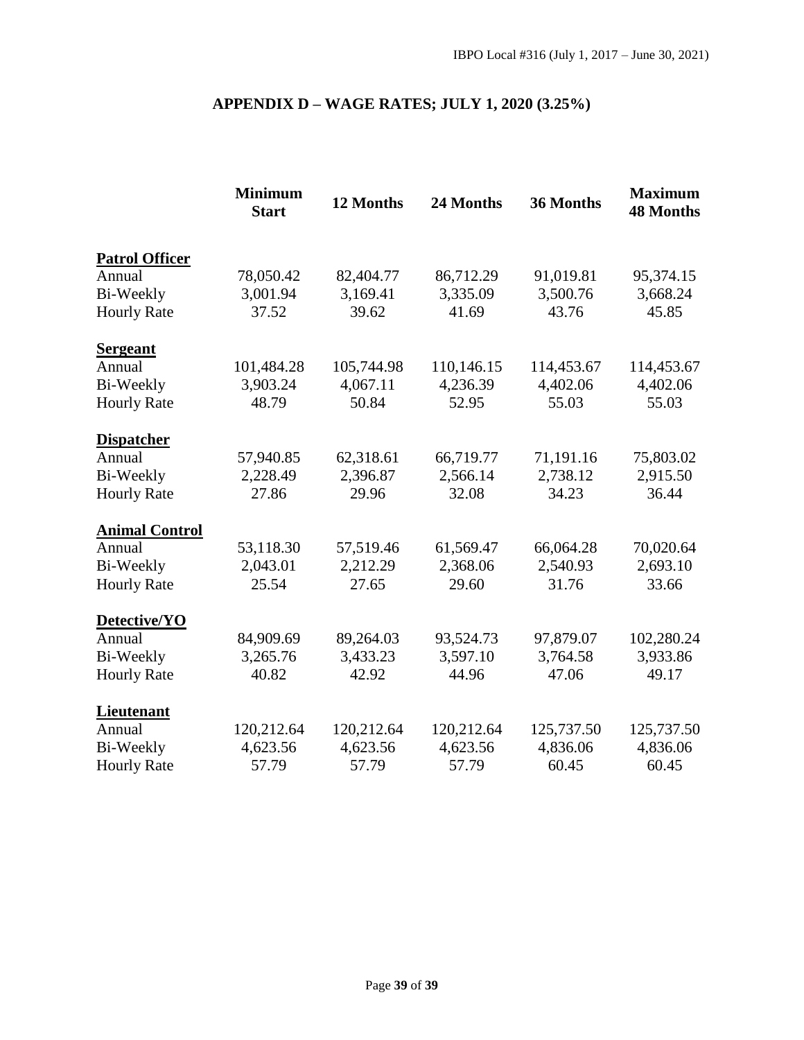# APPENDIX D – WAGE RATES; JULY 1, 2020 (3.25%)

| | Minimum Start | 12 Months | 24 Months | 36 Months | Maximum 48 Months |
|---|---|---|---|---|---|
| **Patrol Officer** | | | | | |
| Annual | 78,050.42 | 82,404.77 | 86,712.29 | 91,019.81 | 95,374.15 |
| Bi-Weekly | 3,001.94 | 3,169.41 | 3,335.09 | 3,500.76 | 3,668.24 |
| Hourly Rate | 37.52 | 39.62 | 41.69 | 43.76 | 45.85 |
| **Sergeant** | | | | | |
| Annual | 101,484.28 | 105,744.98 | 110,146.15 | 114,453.67 | 114,453.67 |
| Bi-Weekly | 3,903.24 | 4,067.11 | 4,236.39 | 4,402.06 | 4,402.06 |
| Hourly Rate | 48.79 | 50.84 | 52.95 | 55.03 | 55.03 |
| **Dispatcher** | | | | | |
| Annual | 57,940.85 | 62,318.61 | 66,719.77 | 71,191.16 | 75,803.02 |
| Bi-Weekly | 2,228.49 | 2,396.87 | 2,566.14 | 2,738.12 | 2,915.50 |
| Hourly Rate | 27.86 | 29.96 | 32.08 | 34.23 | 36.44 |
| **Animal Control** | | | | | |
| Annual | 53,118.30 | 57,519.46 | 61,569.47 | 66,064.28 | 70,020.64 |
| Bi-Weekly | 2,043.01 | 2,212.29 | 2,368.06 | 2,540.93 | 2,693.10 |
| Hourly Rate | 25.54 | 27.65 | 29.60 | 31.76 | 33.66 |
| **Detective/YO** | | | | | |
| Annual | 84,909.69 | 89,264.03 | 93,524.73 | 97,879.07 | 102,280.24 |
| Bi-Weekly | 3,265.76 | 3,433.23 | 3,597.10 | 3,764.58 | 3,933.86 |
| Hourly Rate | 40.82 | 42.92 | 44.96 | 47.06 | 49.17 |
| **Lieutenant** | | | | | |
| Annual | 120,212.64 | 120,212.64 | 120,212.64 | 125,737.50 | 125,737.50 |
| Bi-Weekly | 4,623.56 | 4,623.56 | 4,623.56 | 4,836.06 | 4,836.06 |
| Hourly Rate | 57.79 | 57.79 | 57.79 | 60.45 | 60.45 |